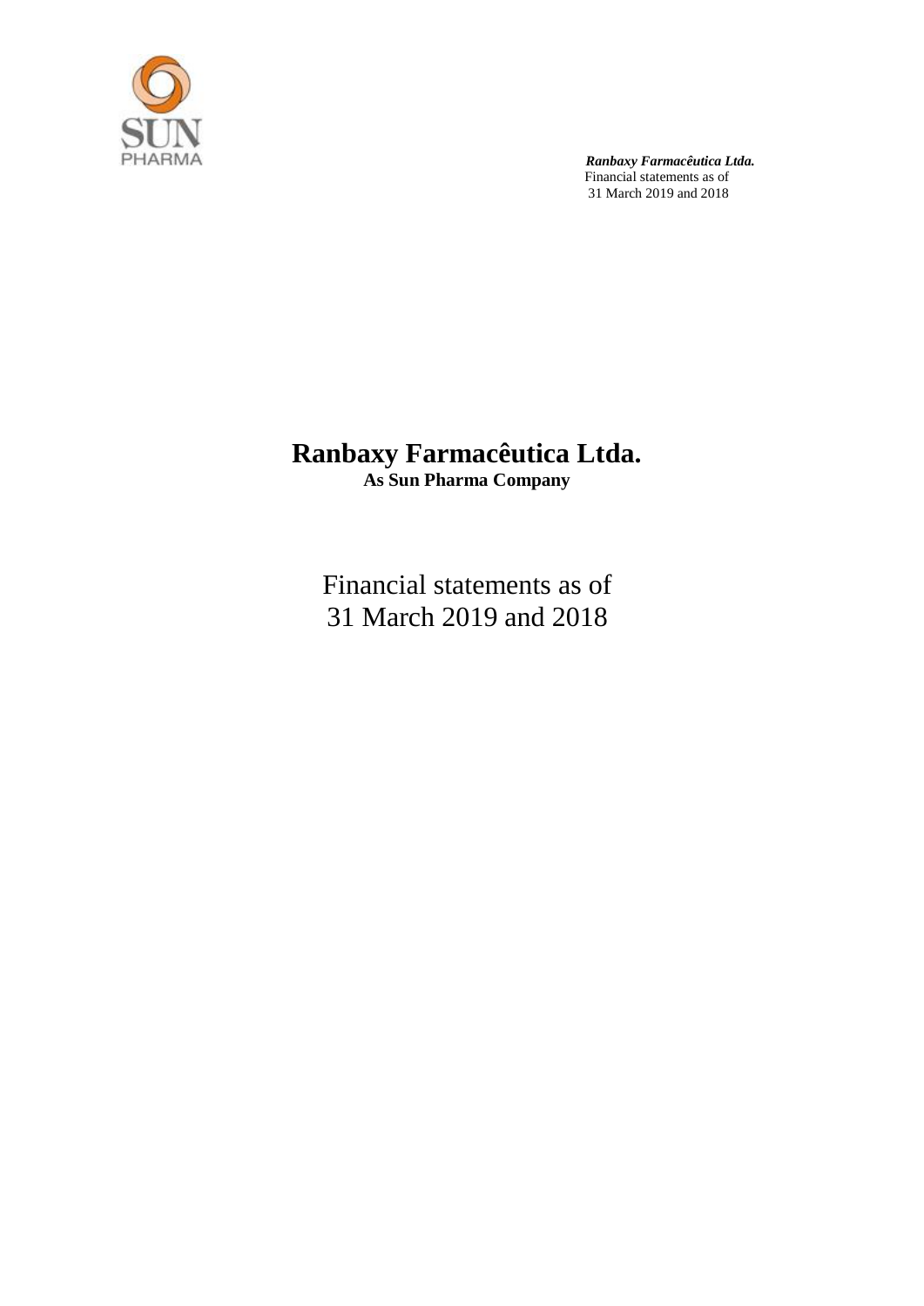# Ranbaxy Farmacêutica Ltda.

**As Sun Pharma Company**

Financial statements as of
31 March 2019 and 2018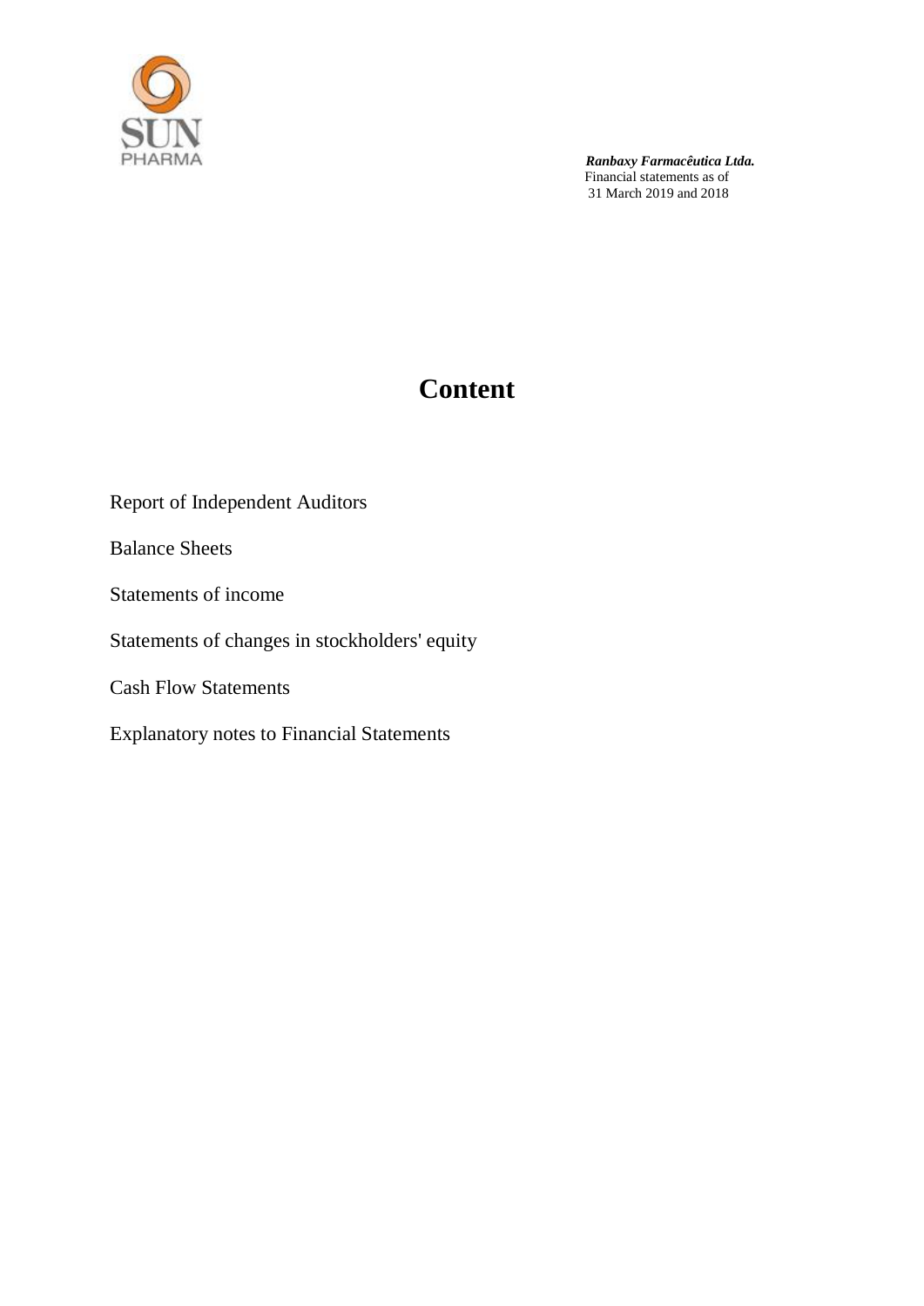*Ranbaxy Farmacêutica Ltda.*
Financial statements as of
31 March 2019 and 2018

# Content

Report of Independent Auditors

Balance Sheets

Statements of income

Statements of changes in stockholders' equity

Cash Flow Statements

Explanatory notes to Financial Statements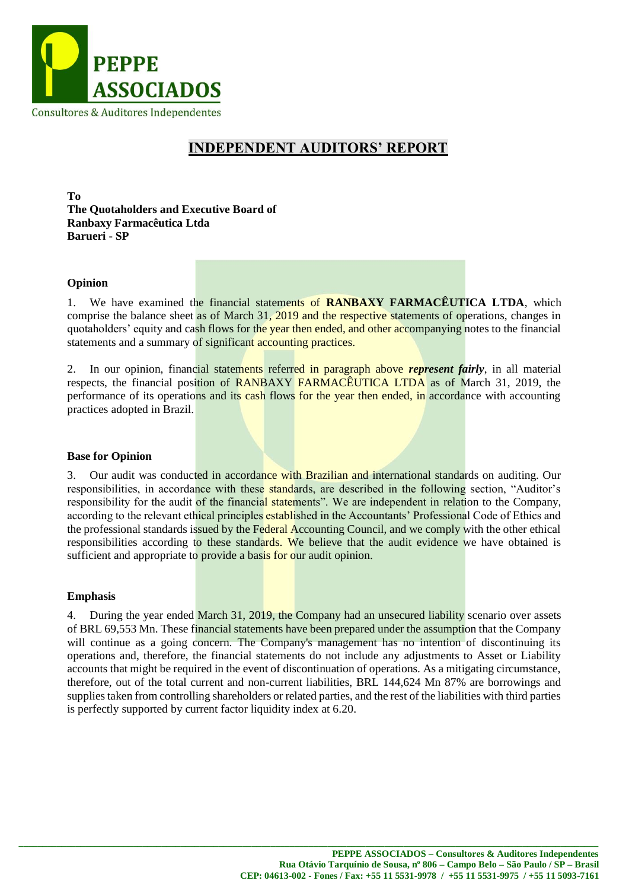# PEPPE ASSOCIADOS

Consultores & Auditores Independentes

## INDEPENDENT AUDITORS' REPORT

**To**
**The Quotaholders and Executive Board of**
**Ranbaxy Farmacêutica Ltda**
**Barueri - SP**

### Opinion

1. We have examined the financial statements of **RANBAXY FARMACÊUTICA LTDA**, which comprise the balance sheet as of March 31, 2019 and the respective statements of operations, changes in quotaholders' equity and cash flows for the year then ended, and other accompanying notes to the financial statements and a summary of significant accounting practices.

2. In our opinion, financial statements referred in paragraph above ***represent fairly***, in all material respects, the financial position of RANBAXY FARMACÊUTICA LTDA as of March 31, 2019, the performance of its operations and its cash flows for the year then ended, in accordance with accounting practices adopted in Brazil.

### Base for Opinion

3. Our audit was conducted in accordance with Brazilian and international standards on auditing. Our responsibilities, in accordance with these standards, are described in the following section, "Auditor's responsibility for the audit of the financial statements". We are independent in relation to the Company, according to the relevant ethical principles established in the Accountants' Professional Code of Ethics and the professional standards issued by the Federal Accounting Council, and we comply with the other ethical responsibilities according to these standards. We believe that the audit evidence we have obtained is sufficient and appropriate to provide a basis for our audit opinion.

### Emphasis

4. During the year ended March 31, 2019, the Company had an unsecured liability scenario over assets of BRL 69,553 Mn. These financial statements have been prepared under the assumption that the Company will continue as a going concern. The Company's management has no intention of discontinuing its operations and, therefore, the financial statements do not include any adjustments to Asset or Liability accounts that might be required in the event of discontinuation of operations. As a mitigating circumstance, therefore, out of the total current and non-current liabilities, BRL 144,624 Mn 87% are borrowings and supplies taken from controlling shareholders or related parties, and the rest of the liabilities with third parties is perfectly supported by current factor liquidity index at 6.20.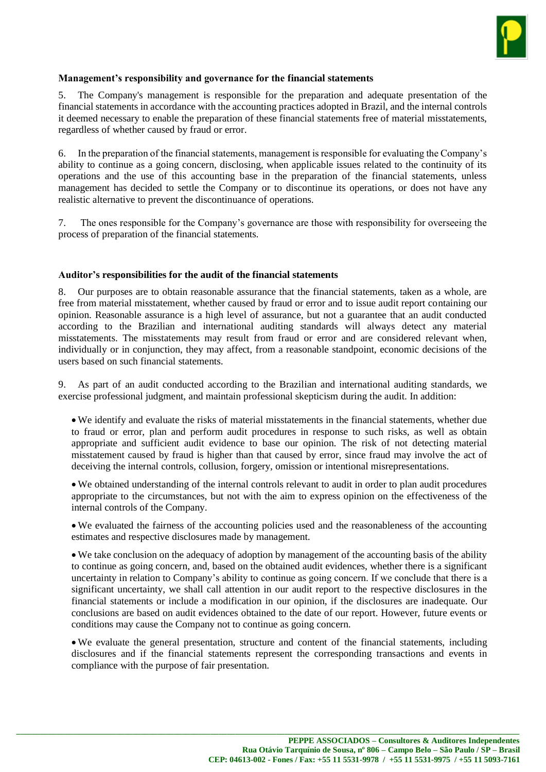**Management's responsibility and governance for the financial statements**

5. The Company's management is responsible for the preparation and adequate presentation of the financial statements in accordance with the accounting practices adopted in Brazil, and the internal controls it deemed necessary to enable the preparation of these financial statements free of material misstatements, regardless of whether caused by fraud or error.

6. In the preparation of the financial statements, management is responsible for evaluating the Company's ability to continue as a going concern, disclosing, when applicable issues related to the continuity of its operations and the use of this accounting base in the preparation of the financial statements, unless management has decided to settle the Company or to discontinue its operations, or does not have any realistic alternative to prevent the discontinuance of operations.

7. The ones responsible for the Company's governance are those with responsibility for overseeing the process of preparation of the financial statements.

**Auditor's responsibilities for the audit of the financial statements**

8. Our purposes are to obtain reasonable assurance that the financial statements, taken as a whole, are free from material misstatement, whether caused by fraud or error and to issue audit report containing our opinion. Reasonable assurance is a high level of assurance, but not a guarantee that an audit conducted according to the Brazilian and international auditing standards will always detect any material misstatements. The misstatements may result from fraud or error and are considered relevant when, individually or in conjunction, they may affect, from a reasonable standpoint, economic decisions of the users based on such financial statements.

9. As part of an audit conducted according to the Brazilian and international auditing standards, we exercise professional judgment, and maintain professional skepticism during the audit. In addition:

- We identify and evaluate the risks of material misstatements in the financial statements, whether due to fraud or error, plan and perform audit procedures in response to such risks, as well as obtain appropriate and sufficient audit evidence to base our opinion. The risk of not detecting material misstatement caused by fraud is higher than that caused by error, since fraud may involve the act of deceiving the internal controls, collusion, forgery, omission or intentional misrepresentations.

- We obtained understanding of the internal controls relevant to audit in order to plan audit procedures appropriate to the circumstances, but not with the aim to express opinion on the effectiveness of the internal controls of the Company.

- We evaluated the fairness of the accounting policies used and the reasonableness of the accounting estimates and respective disclosures made by management.

- We take conclusion on the adequacy of adoption by management of the accounting basis of the ability to continue as going concern, and, based on the obtained audit evidences, whether there is a significant uncertainty in relation to Company's ability to continue as going concern. If we conclude that there is a significant uncertainty, we shall call attention in our audit report to the respective disclosures in the financial statements or include a modification in our opinion, if the disclosures are inadequate. Our conclusions are based on audit evidences obtained to the date of our report. However, future events or conditions may cause the Company not to continue as going concern.

- We evaluate the general presentation, structure and content of the financial statements, including disclosures and if the financial statements represent the corresponding transactions and events in compliance with the purpose of fair presentation.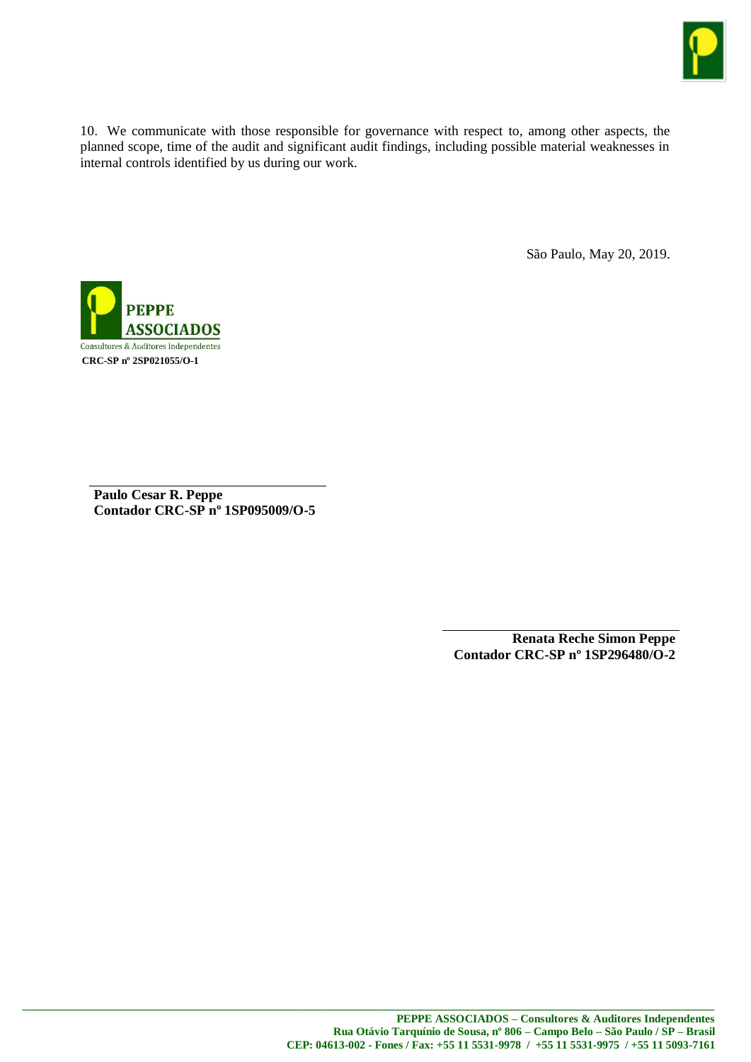10. We communicate with those responsible for governance with respect to, among other aspects, the planned scope, time of the audit and significant audit findings, including possible material weaknesses in internal controls identified by us during our work.

São Paulo, May 20, 2019.

**PEPPE ASSOCIADOS**
Consultores & Auditores Independentes
**CRC-SP nº 2SP021055/O-1**

**Paulo Cesar R. Peppe**
**Contador CRC-SP nº 1SP095009/O-5**

**Renata Reche Simon Peppe**
**Contador CRC-SP nº 1SP296480/O-2**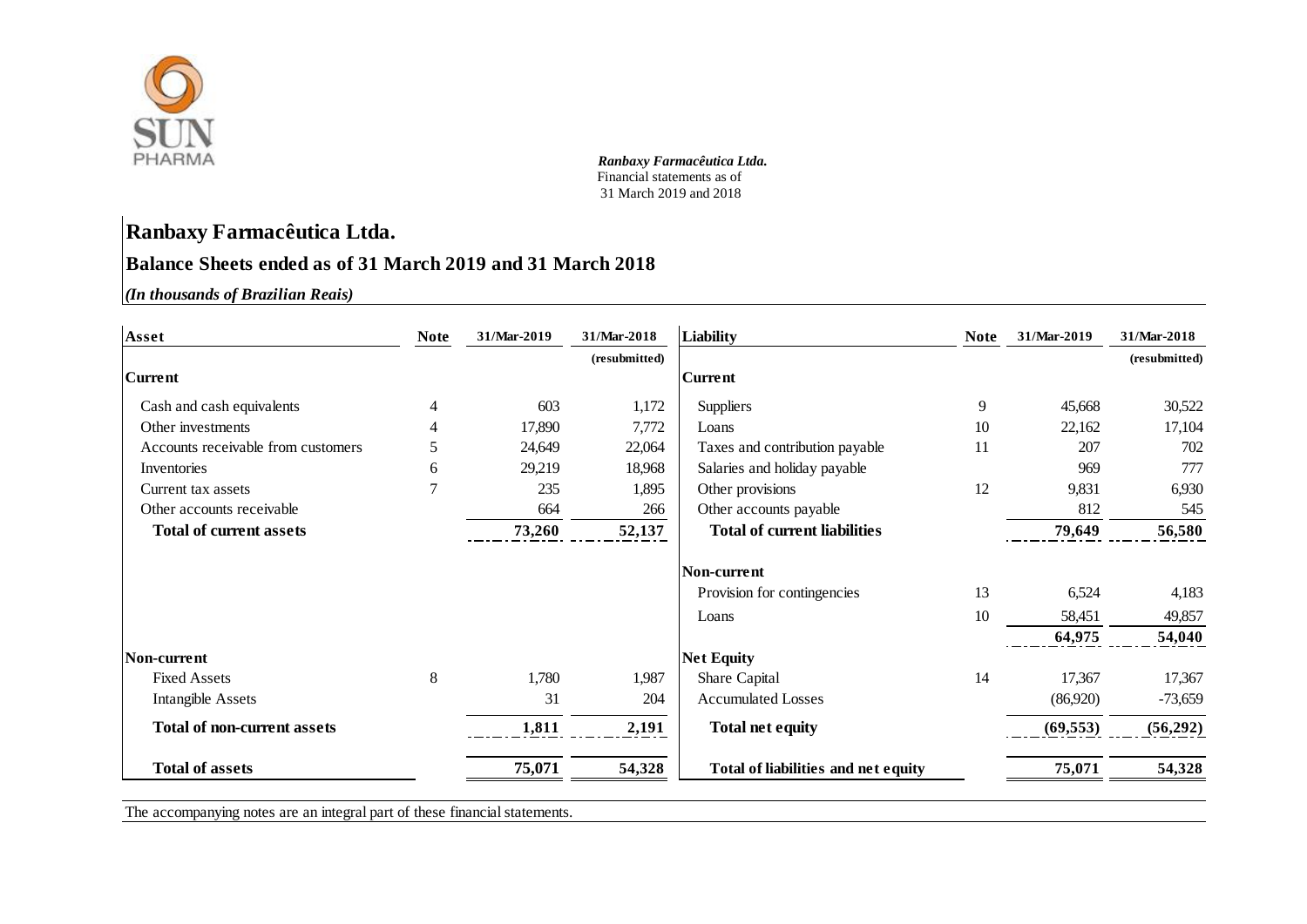*Ranbaxy Farmacêutica Ltda.*
Financial statements as of
31 March 2019 and 2018

# Ranbaxy Farmacêutica Ltda.

## Balance Sheets ended as of 31 March 2019 and 31 March 2018

*(In thousands of Brazilian Reais)*

| Asset | Note | 31/Mar-2019 | 31/Mar-2018 | Liability | Note | 31/Mar-2019 | 31/Mar-2018 |
|---|---|---|---|---|---|---|---|
| | | | (resubmitted) | | | | (resubmitted) |
| **Current** | | | | **Current** | | | |
| Cash and cash equivalents | 4 | 603 | 1,172 | Suppliers | 9 | 45,668 | 30,522 |
| Other investments | 4 | 17,890 | 7,772 | Loans | 10 | 22,162 | 17,104 |
| Accounts receivable from customers | 5 | 24,649 | 22,064 | Taxes and contribution payable | 11 | 207 | 702 |
| Inventories | 6 | 29,219 | 18,968 | Salaries and holiday payable | | 969 | 777 |
| Current tax assets | 7 | 235 | 1,895 | Other provisions | 12 | 9,831 | 6,930 |
| Other accounts receivable | | 664 | 266 | Other accounts payable | | 812 | 545 |
| **Total of current assets** | | **73,260** | **52,137** | **Total of current liabilities** | | **79,649** | **56,580** |
| | | | | **Non-current** | | | |
| | | | | Provision for contingencies | 13 | 6,524 | 4,183 |
| | | | | Loans | 10 | 58,451 | 49,857 |
| | | | | | | **64,975** | **54,040** |
| **Non-current** | | | | **Net Equity** | | | |
| Fixed Assets | 8 | 1,780 | 1,987 | Share Capital | 14 | 17,367 | 17,367 |
| Intangible Assets | | 31 | 204 | Accumulated Losses | | (86,920) | -73,659 |
| **Total of non-current assets** | | **1,811** | **2,191** | **Total net equity** | | **(69,553)** | **(56,292)** |
| **Total of assets** | | **75,071** | **54,328** | **Total of liabilities and net equity** | | **75,071** | **54,328** |

The accompanying notes are an integral part of these financial statements.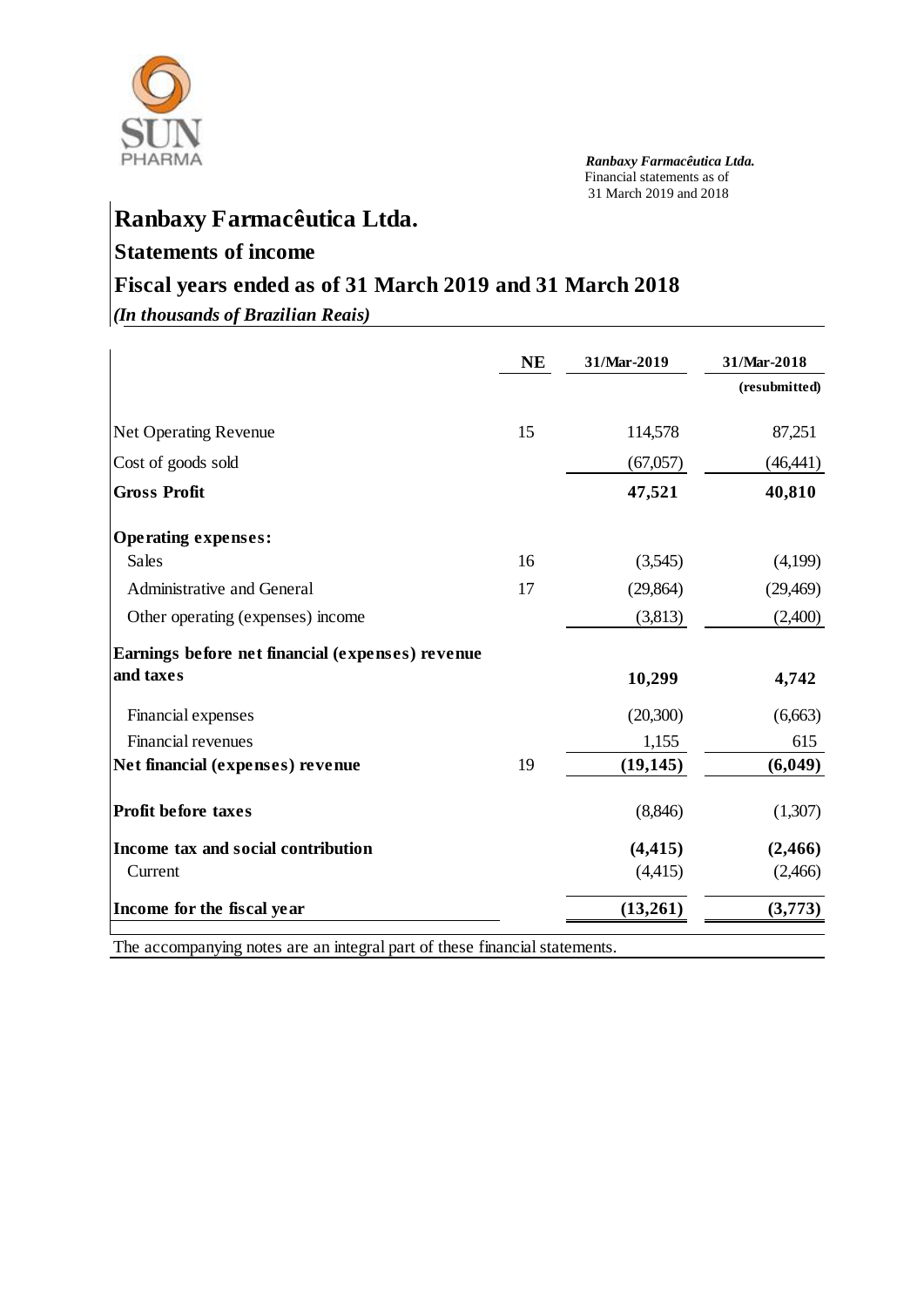# Ranbaxy Farmacêutica Ltda.

## Statements of income

## Fiscal years ended as of 31 March 2019 and 31 March 2018

*(In thousands of Brazilian Reais)*

| | NE | 31/Mar-2019 | 31/Mar-2018 (resubmitted) |
|---|---|---|---|
| Net Operating Revenue | 15 | 114,578 | 87,251 |
| Cost of goods sold | | (67,057) | (46,441) |
| **Gross Profit** | | **47,521** | **40,810** |
| **Operating expenses:** | | | |
| Sales | 16 | (3,545) | (4,199) |
| Administrative and General | 17 | (29,864) | (29,469) |
| Other operating (expenses) income | | (3,813) | (2,400) |
| **Earnings before net financial (expenses) revenue and taxes** | | **10,299** | **4,742** |
| Financial expenses | | (20,300) | (6,663) |
| Financial revenues | | 1,155 | 615 |
| **Net financial (expenses) revenue** | 19 | **(19,145)** | **(6,049)** |
| **Profit before taxes** | | (8,846) | (1,307) |
| **Income tax and social contribution** | | **(4,415)** | **(2,466)** |
| Current | | (4,415) | (2,466) |
| **Income for the fiscal year** | | **(13,261)** | **(3,773)** |

The accompanying notes are an integral part of these financial statements.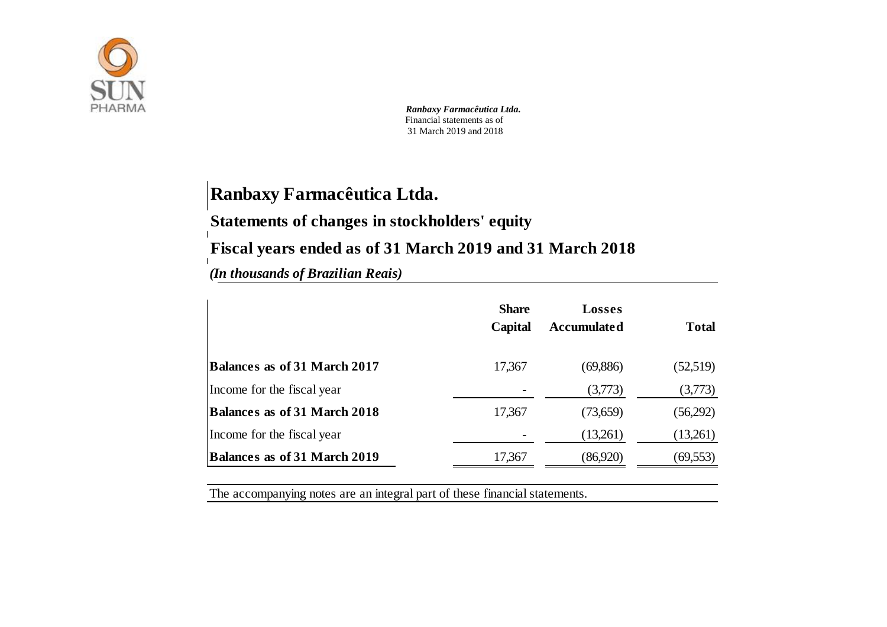# Ranbaxy Farmacêutica Ltda.

## Statements of changes in stockholders' equity

## Fiscal years ended as of 31 March 2019 and 31 March 2018

*(In thousands of Brazilian Reais)*

| | Share Capital | Losses Accumulated | Total |
|---|---|---|---|
| **Balances as of 31 March 2017** | 17,367 | (69,886) | (52,519) |
| Income for the fiscal year | - | (3,773) | (3,773) |
| **Balances as of 31 March 2018** | 17,367 | (73,659) | (56,292) |
| Income for the fiscal year | - | (13,261) | (13,261) |
| **Balances as of 31 March 2019** | 17,367 | (86,920) | (69,553) |

The accompanying notes are an integral part of these financial statements.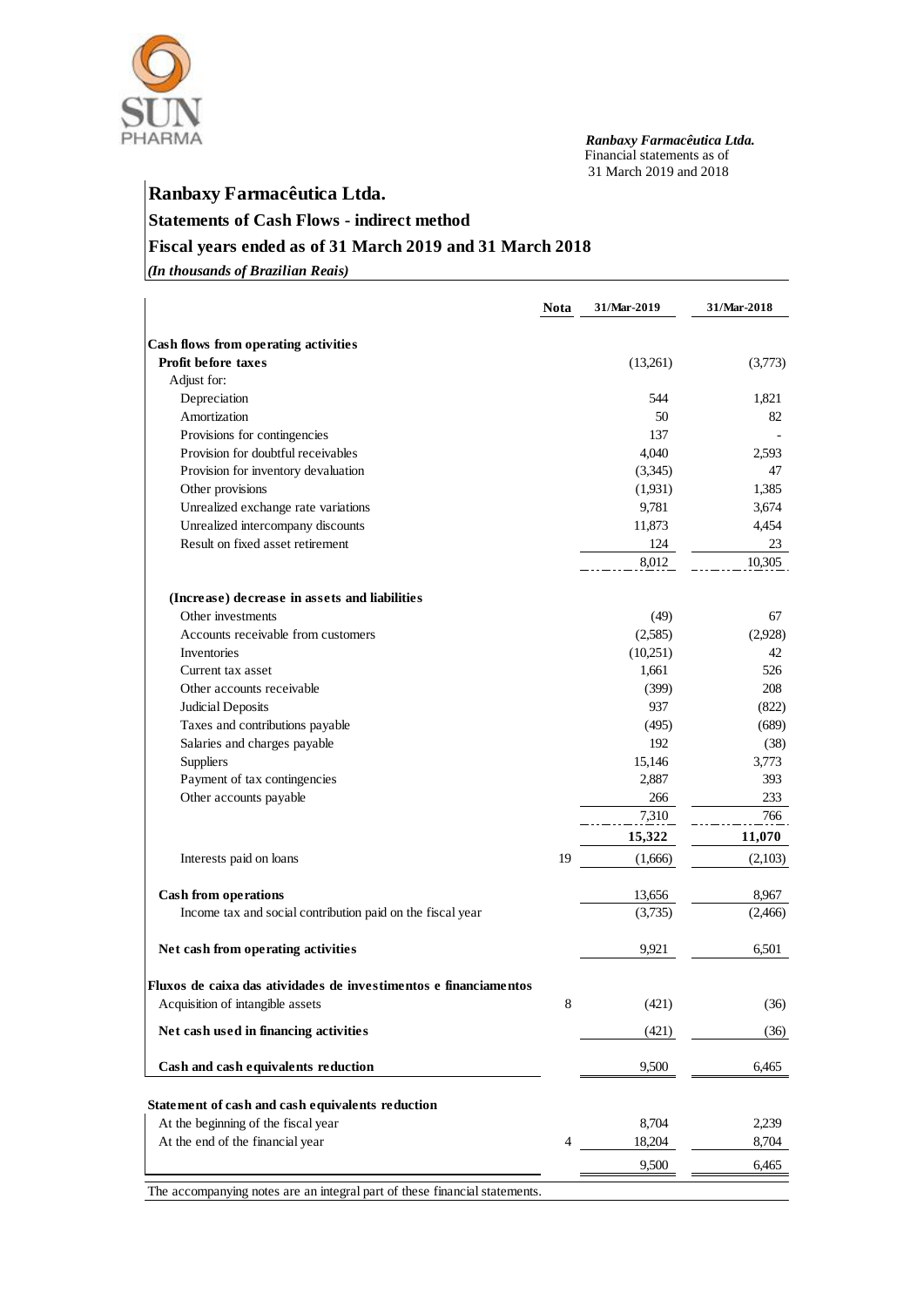*Ranbaxy Farmacêutica Ltda.*
Financial statements as of
31 March 2019 and 2018

# Ranbaxy Farmacêutica Ltda.

## Statements of Cash Flows - indirect method

## Fiscal years ended as of 31 March 2019 and 31 March 2018

***(In thousands of Brazilian Reais)***

| | Nota | 31/Mar-2019 | 31/Mar-2018 |
|---|---|---|---|
| **Cash flows from operating activities** | | | |
| **Profit before taxes** | | (13,261) | (3,773) |
| Adjust for: | | | |
| Depreciation | | 544 | 1,821 |
| Amortization | | 50 | 82 |
| Provisions for contingencies | | 137 | - |
| Provision for doubtful receivables | | 4,040 | 2,593 |
| Provision for inventory devaluation | | (3,345) | 47 |
| Other provisions | | (1,931) | 1,385 |
| Unrealized exchange rate variations | | 9,781 | 3,674 |
| Unrealized intercompany discounts | | 11,873 | 4,454 |
| Result on fixed asset retirement | | 124 | 23 |
| | | 8,012 | 10,305 |
| **(Increase) decrease in assets and liabilities** | | | |
| Other investments | | (49) | 67 |
| Accounts receivable from customers | | (2,585) | (2,928) |
| Inventories | | (10,251) | 42 |
| Current tax asset | | 1,661 | 526 |
| Other accounts receivable | | (399) | 208 |
| Judicial Deposits | | 937 | (822) |
| Taxes and contributions payable | | (495) | (689) |
| Salaries and charges payable | | 192 | (38) |
| Suppliers | | 15,146 | 3,773 |
| Payment of tax contingencies | | 2,887 | 393 |
| Other accounts payable | | 266 | 233 |
| | | 7,310 | 766 |
| | | **15,322** | **11,070** |
| Interests paid on loans | 19 | (1,666) | (2,103) |
| **Cash from operations** | | 13,656 | 8,967 |
| Income tax and social contribution paid on the fiscal year | | (3,735) | (2,466) |
| **Net cash from operating activities** | | 9,921 | 6,501 |
| **Fluxos de caixa das atividades de investimentos e financiamentos** | | | |
| Acquisition of intangible assets | 8 | (421) | (36) |
| **Net cash used in financing activities** | | (421) | (36) |
| **Cash and cash equivalents reduction** | | 9,500 | 6,465 |
| **Statement of cash and cash equivalents reduction** | | | |
| At the beginning of the fiscal year | | 8,704 | 2,239 |
| At the end of the financial year | 4 | 18,204 | 8,704 |
| | | 9,500 | 6,465 |

The accompanying notes are an integral part of these financial statements.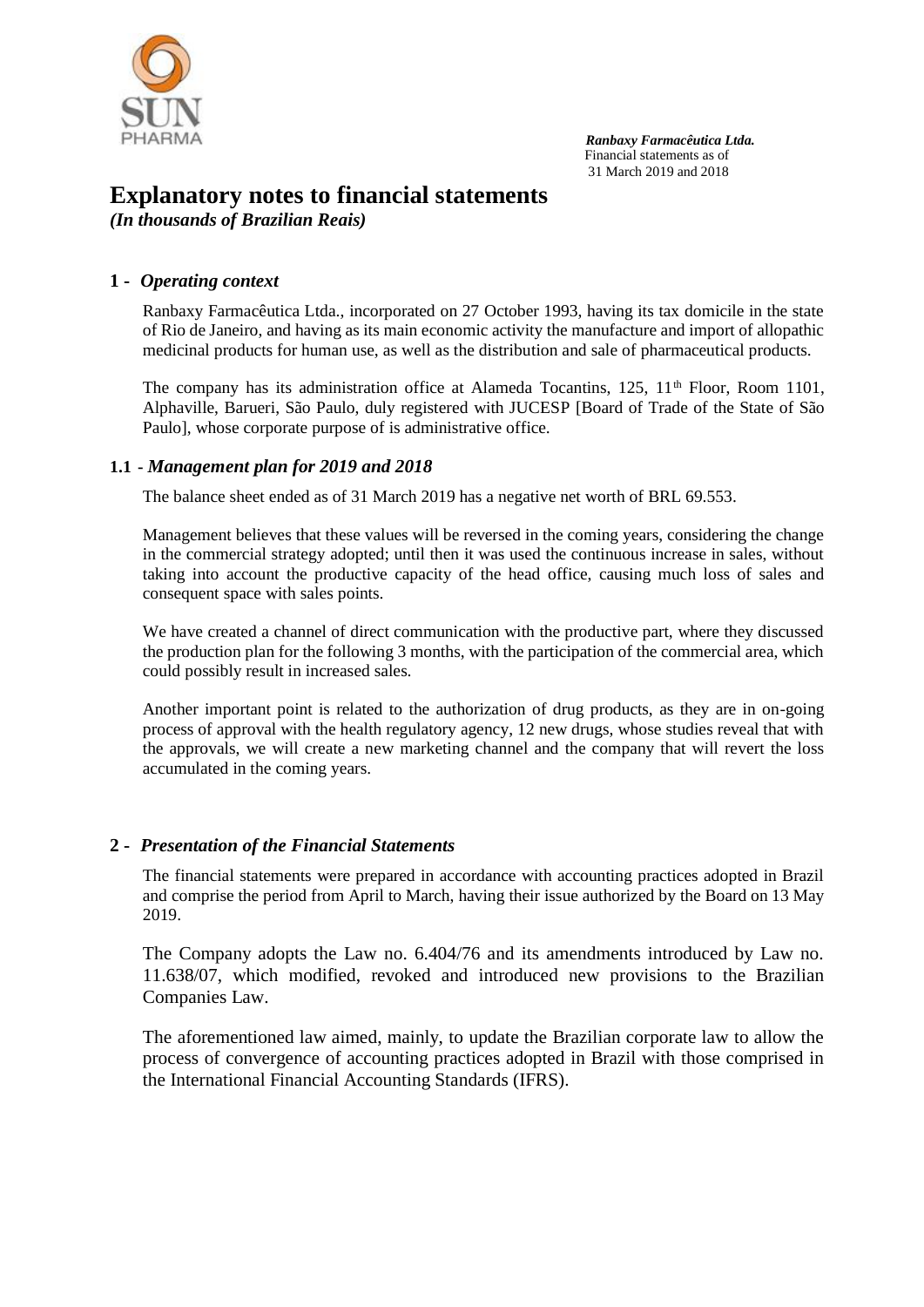# Explanatory notes to financial statements

*(In thousands of Brazilian Reais)*

## 1 - *Operating context*

Ranbaxy Farmacêutica Ltda., incorporated on 27 October 1993, having its tax domicile in the state of Rio de Janeiro, and having as its main economic activity the manufacture and import of allopathic medicinal products for human use, as well as the distribution and sale of pharmaceutical products.

The company has its administration office at Alameda Tocantins, 125, 11th Floor, Room 1101, Alphaville, Barueri, São Paulo, duly registered with JUCESP [Board of Trade of the State of São Paulo], whose corporate purpose of is administrative office.

### 1.1 - *Management plan for 2019 and 2018*

The balance sheet ended as of 31 March 2019 has a negative net worth of BRL 69.553.

Management believes that these values will be reversed in the coming years, considering the change in the commercial strategy adopted; until then it was used the continuous increase in sales, without taking into account the productive capacity of the head office, causing much loss of sales and consequent space with sales points.

We have created a channel of direct communication with the productive part, where they discussed the production plan for the following 3 months, with the participation of the commercial area, which could possibly result in increased sales.

Another important point is related to the authorization of drug products, as they are in on-going process of approval with the health regulatory agency, 12 new drugs, whose studies reveal that with the approvals, we will create a new marketing channel and the company that will revert the loss accumulated in the coming years.

## 2 - *Presentation of the Financial Statements*

The financial statements were prepared in accordance with accounting practices adopted in Brazil and comprise the period from April to March, having their issue authorized by the Board on 13 May 2019.

The Company adopts the Law no. 6.404/76 and its amendments introduced by Law no. 11.638/07, which modified, revoked and introduced new provisions to the Brazilian Companies Law.

The aforementioned law aimed, mainly, to update the Brazilian corporate law to allow the process of convergence of accounting practices adopted in Brazil with those comprised in the International Financial Accounting Standards (IFRS).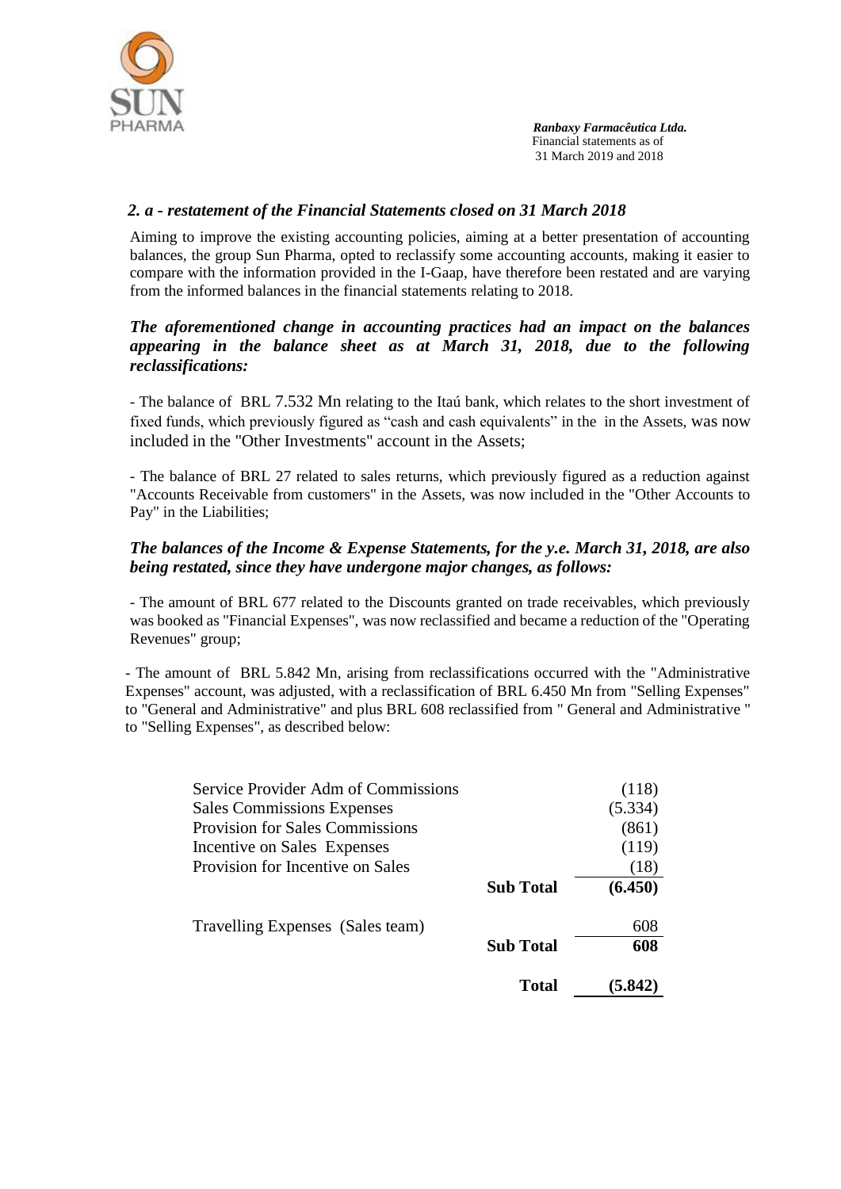### *2. a - restatement of the Financial Statements closed on 31 March 2018*

Aiming to improve the existing accounting policies, aiming at a better presentation of accounting balances, the group Sun Pharma, opted to reclassify some accounting accounts, making it easier to compare with the information provided in the I-Gaap, have therefore been restated and are varying from the informed balances in the financial statements relating to 2018.

***The aforementioned change in accounting practices had an impact on the balances appearing in the balance sheet as at March 31, 2018, due to the following reclassifications:***

- The balance of BRL 7.532 Mn relating to the Itaú bank, which relates to the short investment of fixed funds, which previously figured as "cash and cash equivalents" in the in the Assets, was now included in the "Other Investments" account in the Assets;

- The balance of BRL 27 related to sales returns, which previously figured as a reduction against "Accounts Receivable from customers" in the Assets, was now included in the "Other Accounts to Pay" in the Liabilities;

***The balances of the Income & Expense Statements, for the y.e. March 31, 2018, are also being restated, since they have undergone major changes, as follows:***

- The amount of BRL 677 related to the Discounts granted on trade receivables, which previously was booked as "Financial Expenses", was now reclassified and became a reduction of the "Operating Revenues" group;

- The amount of BRL 5.842 Mn, arising from reclassifications occurred with the "Administrative Expenses" account, was adjusted, with a reclassification of BRL 6.450 Mn from "Selling Expenses" to "General and Administrative" and plus BRL 608 reclassified from " General and Administrative " to "Selling Expenses", as described below:

| | | |
|---|---|---|
| Service Provider Adm of Commissions | | (118) |
| Sales Commissions Expenses | | (5.334) |
| Provision for Sales Commissions | | (861) |
| Incentive on Sales Expenses | | (119) |
| Provision for Incentive on Sales | | (18) |
| | **Sub Total** | **(6.450)** |
| Travelling Expenses (Sales team) | | 608 |
| | **Sub Total** | **608** |
| | **Total** | **(5.842)** |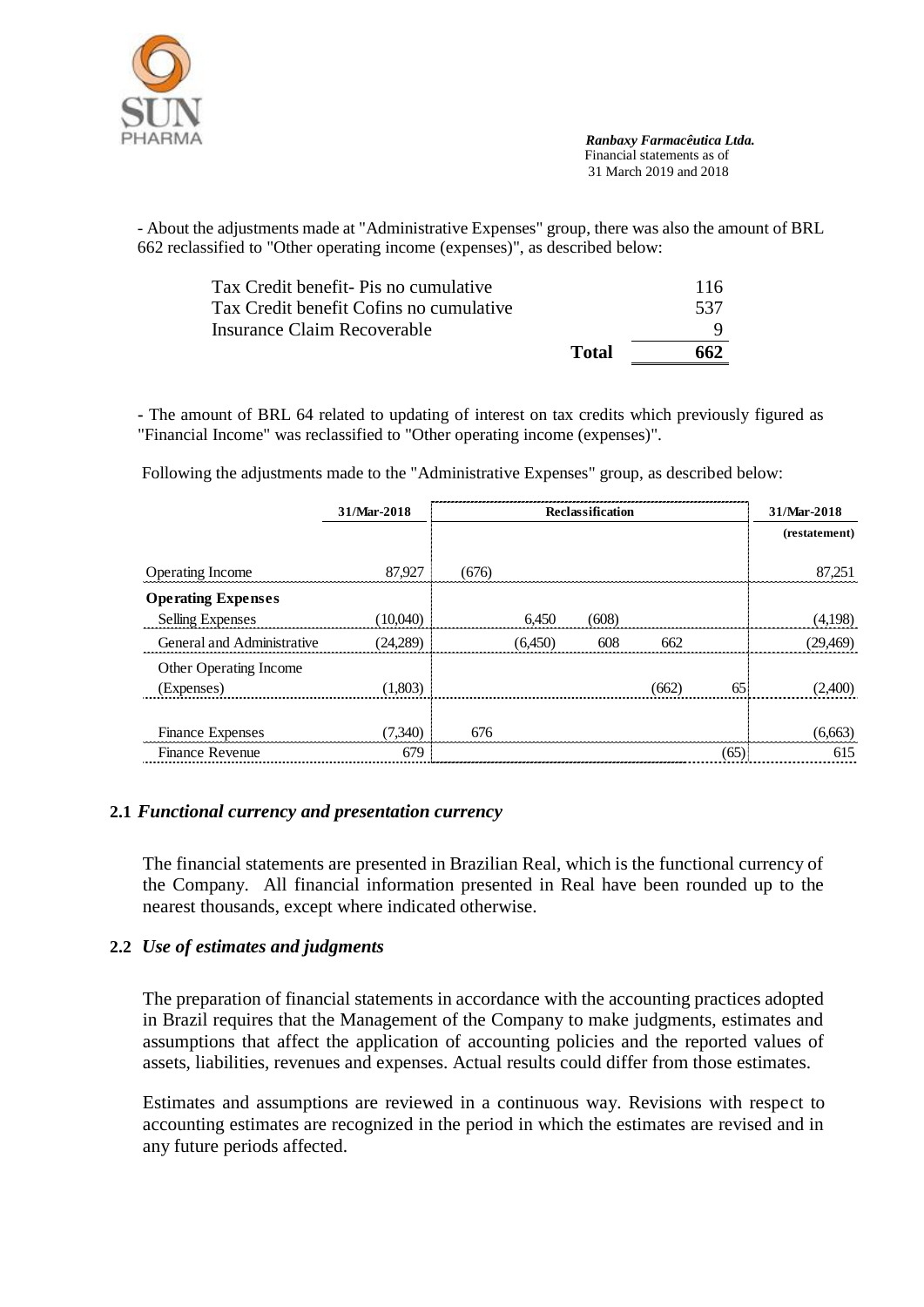- About the adjustments made at "Administrative Expenses" group, there was also the amount of BRL 662 reclassified to "Other operating income (expenses)", as described below:

| | |
|---|---|
| Tax Credit benefit- Pis no cumulative | 116 |
| Tax Credit benefit Cofins no cumulative | 537 |
| Insurance Claim Recoverable | 9 |
| **Total** | **662** |

- The amount of BRL 64 related to updating of interest on tax credits which previously figured as "Financial Income" was reclassified to "Other operating income (expenses)".

Following the adjustments made to the "Administrative Expenses" group, as described below:

| | 31/Mar-2018 | Reclassification | | | | | 31/Mar-2018 |
|---|---|---|---|---|---|---|---|
| | | | | | | | (restatement) |
| Operating Income | 87,927 | (676) | | | | | 87,251 |
| **Operating Expenses** | | | | | | | |
| Selling Expenses | (10,040) | | 6,450 | (608) | | | (4,198) |
| General and Administrative | (24,289) | | (6,450) | 608 | 662 | | (29,469) |
| Other Operating Income (Expenses) | (1,803) | | | | (662) | 65 | (2,400) |
| Finance Expenses | (7,340) | 676 | | | | | (6,663) |
| Finance Revenue | 679 | | | | | (65) | 615 |

## 2.1 *Functional currency and presentation currency*

The financial statements are presented in Brazilian Real, which is the functional currency of the Company. All financial information presented in Real have been rounded up to the nearest thousands, except where indicated otherwise.

## 2.2 *Use of estimates and judgments*

The preparation of financial statements in accordance with the accounting practices adopted in Brazil requires that the Management of the Company to make judgments, estimates and assumptions that affect the application of accounting policies and the reported values of assets, liabilities, revenues and expenses. Actual results could differ from those estimates.

Estimates and assumptions are reviewed in a continuous way. Revisions with respect to accounting estimates are recognized in the period in which the estimates are revised and in any future periods affected.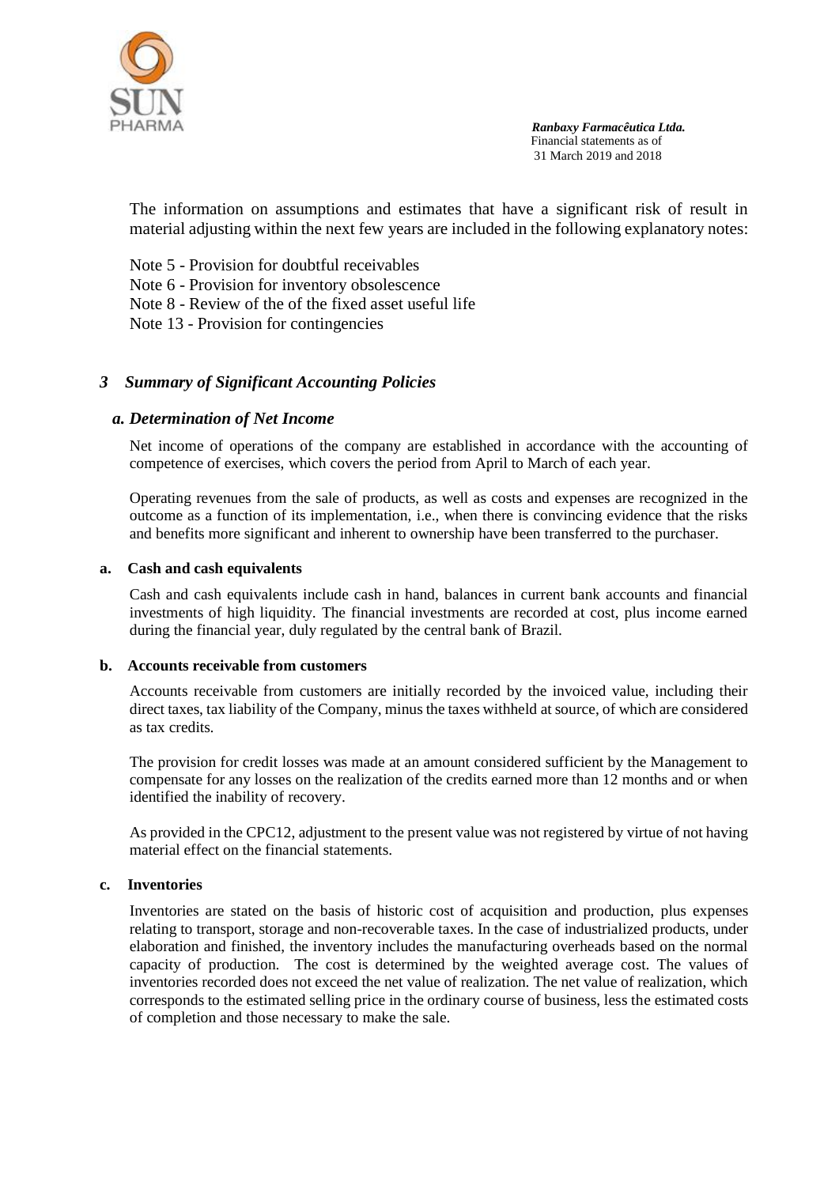The information on assumptions and estimates that have a significant risk of result in material adjusting within the next few years are included in the following explanatory notes:

Note 5 - Provision for doubtful receivables
Note 6 - Provision for inventory obsolescence
Note 8 - Review of the of the fixed asset useful life
Note 13 - Provision for contingencies

## *3 Summary of Significant Accounting Policies*

### *a. Determination of Net Income*

Net income of operations of the company are established in accordance with the accounting of competence of exercises, which covers the period from April to March of each year.

Operating revenues from the sale of products, as well as costs and expenses are recognized in the outcome as a function of its implementation, i.e., when there is convincing evidence that the risks and benefits more significant and inherent to ownership have been transferred to the purchaser.

#### a. Cash and cash equivalents

Cash and cash equivalents include cash in hand, balances in current bank accounts and financial investments of high liquidity. The financial investments are recorded at cost, plus income earned during the financial year, duly regulated by the central bank of Brazil.

#### b. Accounts receivable from customers

Accounts receivable from customers are initially recorded by the invoiced value, including their direct taxes, tax liability of the Company, minus the taxes withheld at source, of which are considered as tax credits.

The provision for credit losses was made at an amount considered sufficient by the Management to compensate for any losses on the realization of the credits earned more than 12 months and or when identified the inability of recovery.

As provided in the CPC12, adjustment to the present value was not registered by virtue of not having material effect on the financial statements.

#### c. Inventories

Inventories are stated on the basis of historic cost of acquisition and production, plus expenses relating to transport, storage and non-recoverable taxes. In the case of industrialized products, under elaboration and finished, the inventory includes the manufacturing overheads based on the normal capacity of production. The cost is determined by the weighted average cost. The values of inventories recorded does not exceed the net value of realization. The net value of realization, which corresponds to the estimated selling price in the ordinary course of business, less the estimated costs of completion and those necessary to make the sale.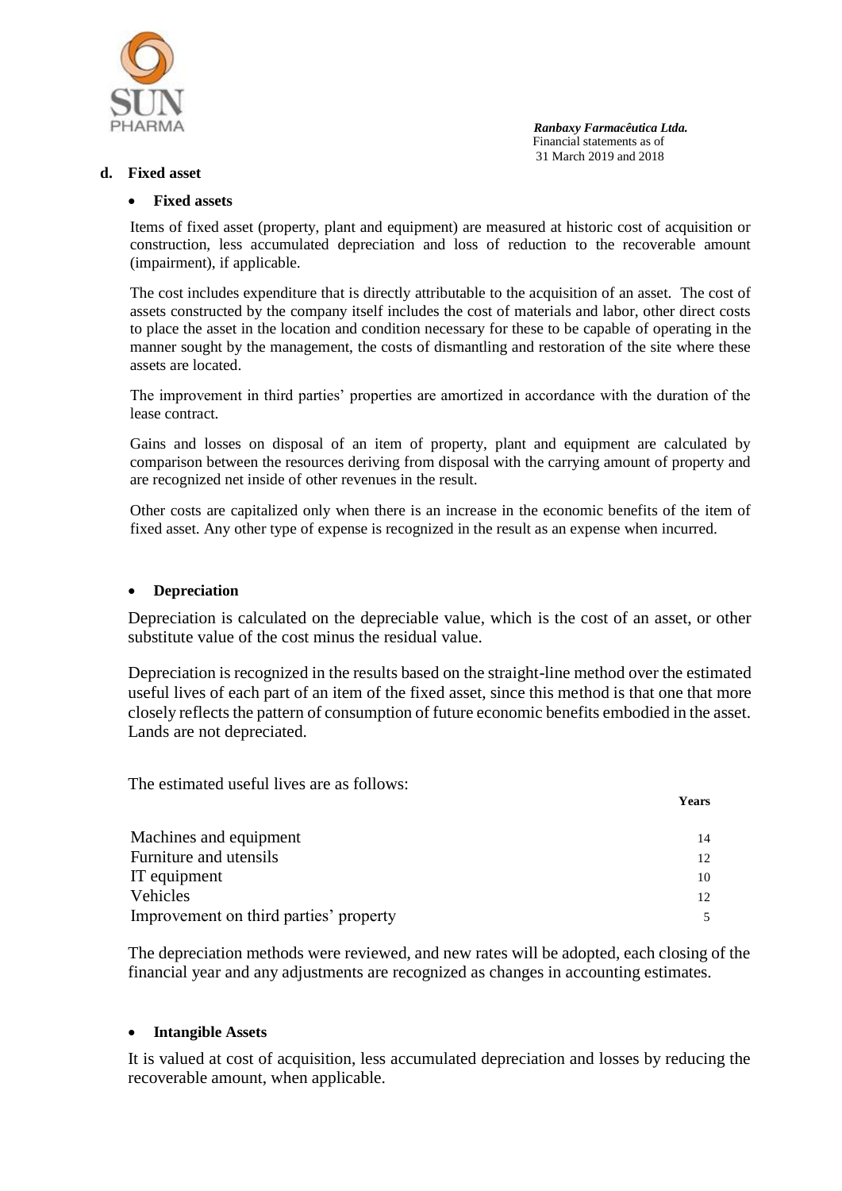## d. Fixed asset

- **Fixed assets**

Items of fixed asset (property, plant and equipment) are measured at historic cost of acquisition or construction, less accumulated depreciation and loss of reduction to the recoverable amount (impairment), if applicable.

The cost includes expenditure that is directly attributable to the acquisition of an asset. The cost of assets constructed by the company itself includes the cost of materials and labor, other direct costs to place the asset in the location and condition necessary for these to be capable of operating in the manner sought by the management, the costs of dismantling and restoration of the site where these assets are located.

The improvement in third parties' properties are amortized in accordance with the duration of the lease contract.

Gains and losses on disposal of an item of property, plant and equipment are calculated by comparison between the resources deriving from disposal with the carrying amount of property and are recognized net inside of other revenues in the result.

Other costs are capitalized only when there is an increase in the economic benefits of the item of fixed asset. Any other type of expense is recognized in the result as an expense when incurred.

- **Depreciation**

Depreciation is calculated on the depreciable value, which is the cost of an asset, or other substitute value of the cost minus the residual value.

Depreciation is recognized in the results based on the straight-line method over the estimated useful lives of each part of an item of the fixed asset, since this method is that one that more closely reflects the pattern of consumption of future economic benefits embodied in the asset. Lands are not depreciated.

The estimated useful lives are as follows:

| | **Years** |
|---|---|
| Machines and equipment | 14 |
| Furniture and utensils | 12 |
| IT equipment | 10 |
| Vehicles | 12 |
| Improvement on third parties' property | 5 |

The depreciation methods were reviewed, and new rates will be adopted, each closing of the financial year and any adjustments are recognized as changes in accounting estimates.

- **Intangible Assets**

It is valued at cost of acquisition, less accumulated depreciation and losses by reducing the recoverable amount, when applicable.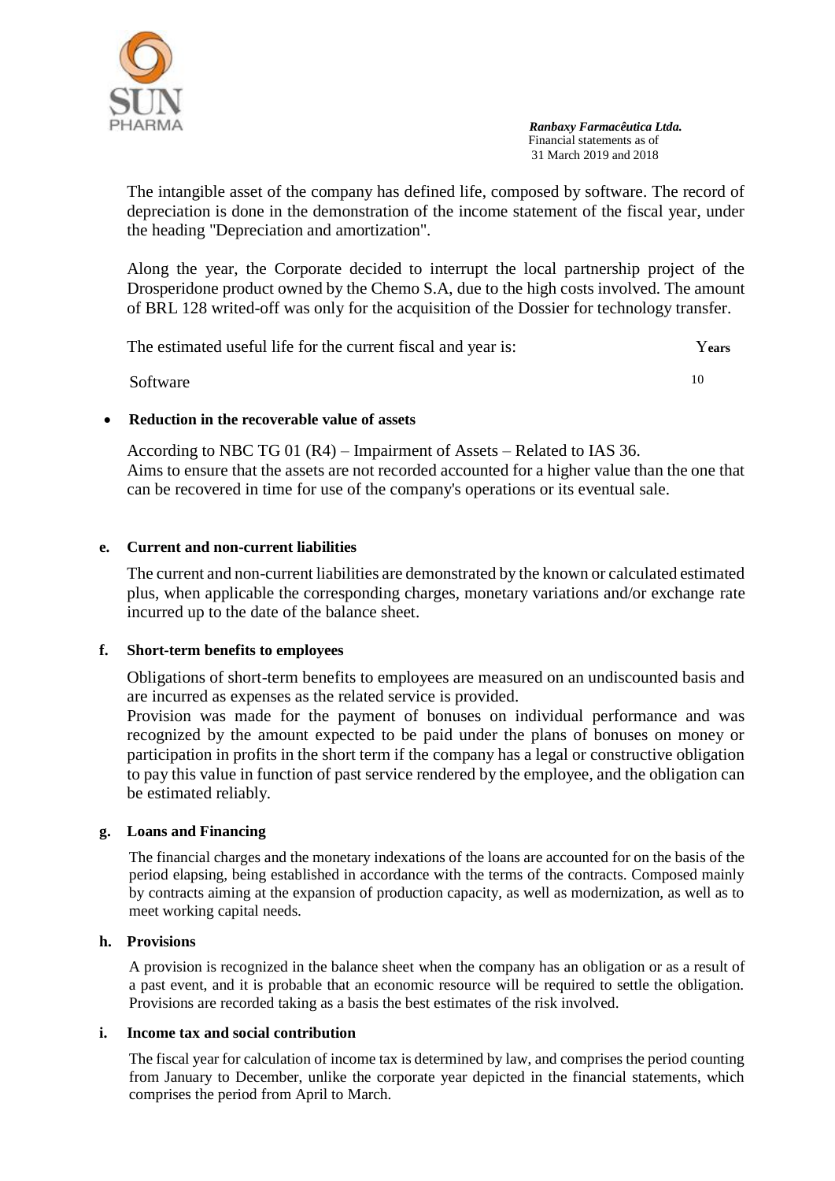The intangible asset of the company has defined life, composed by software. The record of depreciation is done in the demonstration of the income statement of the fiscal year, under the heading "Depreciation and amortization".

Along the year, the Corporate decided to interrupt the local partnership project of the Drosperidone product owned by the Chemo S.A, due to the high costs involved. The amount of BRL 128 writed-off was only for the acquisition of the Dossier for technology transfer.

| The estimated useful life for the current fiscal and year is: | Years |
|---|---|
| Software | 10 |

- **Reduction in the recoverable value of assets**

  According to NBC TG 01 (R4) – Impairment of Assets – Related to IAS 36.
  Aims to ensure that the assets are not recorded accounted for a higher value than the one that can be recovered in time for use of the company's operations or its eventual sale.

**e. Current and non-current liabilities**

The current and non-current liabilities are demonstrated by the known or calculated estimated plus, when applicable the corresponding charges, monetary variations and/or exchange rate incurred up to the date of the balance sheet.

**f. Short-term benefits to employees**

Obligations of short-term benefits to employees are measured on an undiscounted basis and are incurred as expenses as the related service is provided.
Provision was made for the payment of bonuses on individual performance and was recognized by the amount expected to be paid under the plans of bonuses on money or participation in profits in the short term if the company has a legal or constructive obligation to pay this value in function of past service rendered by the employee, and the obligation can be estimated reliably.

**g. Loans and Financing**

The financial charges and the monetary indexations of the loans are accounted for on the basis of the period elapsing, being established in accordance with the terms of the contracts. Composed mainly by contracts aiming at the expansion of production capacity, as well as modernization, as well as to meet working capital needs.

**h. Provisions**

A provision is recognized in the balance sheet when the company has an obligation or as a result of a past event, and it is probable that an economic resource will be required to settle the obligation. Provisions are recorded taking as a basis the best estimates of the risk involved.

**i. Income tax and social contribution**

The fiscal year for calculation of income tax is determined by law, and comprises the period counting from January to December, unlike the corporate year depicted in the financial statements, which comprises the period from April to March.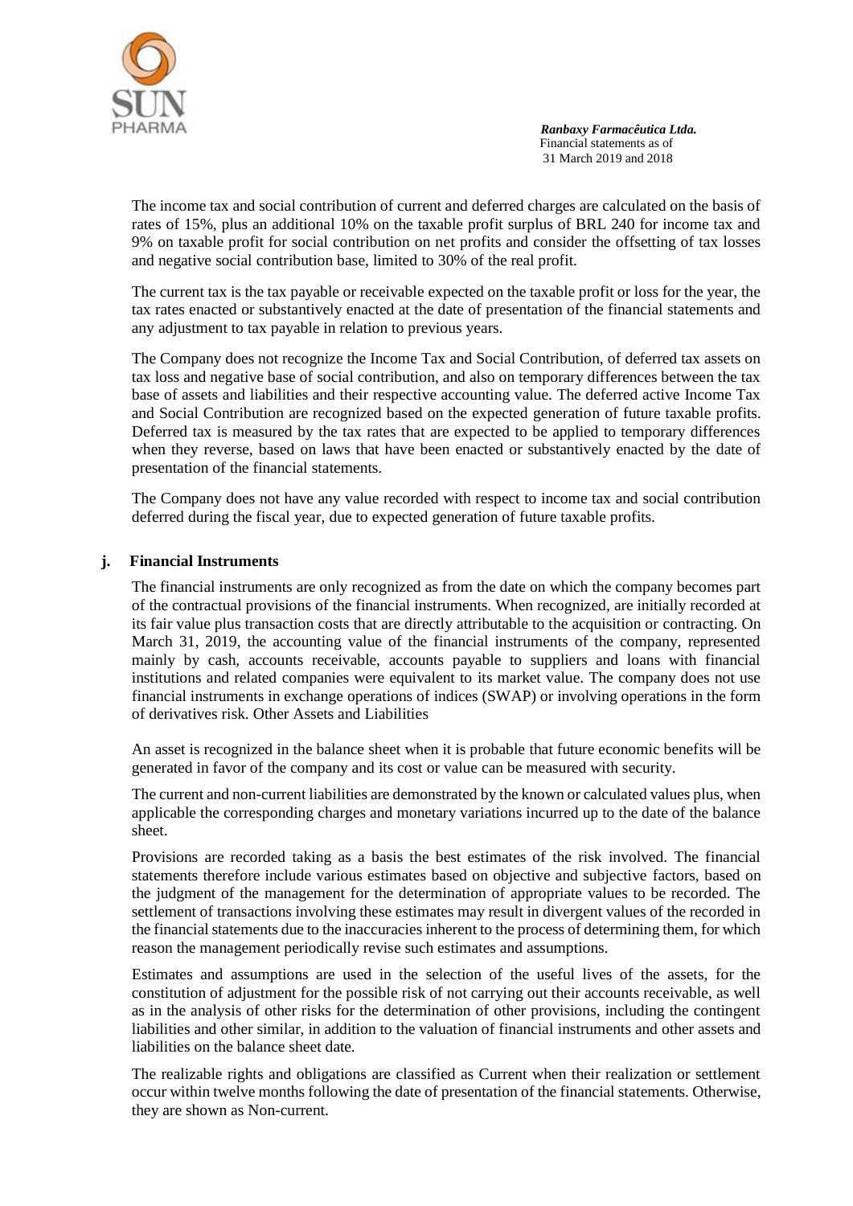The income tax and social contribution of current and deferred charges are calculated on the basis of rates of 15%, plus an additional 10% on the taxable profit surplus of BRL 240 for income tax and 9% on taxable profit for social contribution on net profits and consider the offsetting of tax losses and negative social contribution base, limited to 30% of the real profit.

The current tax is the tax payable or receivable expected on the taxable profit or loss for the year, the tax rates enacted or substantively enacted at the date of presentation of the financial statements and any adjustment to tax payable in relation to previous years.

The Company does not recognize the Income Tax and Social Contribution, of deferred tax assets on tax loss and negative base of social contribution, and also on temporary differences between the tax base of assets and liabilities and their respective accounting value. The deferred active Income Tax and Social Contribution are recognized based on the expected generation of future taxable profits. Deferred tax is measured by the tax rates that are expected to be applied to temporary differences when they reverse, based on laws that have been enacted or substantively enacted by the date of presentation of the financial statements.

The Company does not have any value recorded with respect to income tax and social contribution deferred during the fiscal year, due to expected generation of future taxable profits.

### j. Financial Instruments

The financial instruments are only recognized as from the date on which the company becomes part of the contractual provisions of the financial instruments. When recognized, are initially recorded at its fair value plus transaction costs that are directly attributable to the acquisition or contracting. On March 31, 2019, the accounting value of the financial instruments of the company, represented mainly by cash, accounts receivable, accounts payable to suppliers and loans with financial institutions and related companies were equivalent to its market value. The company does not use financial instruments in exchange operations of indices (SWAP) or involving operations in the form of derivatives risk. Other Assets and Liabilities

An asset is recognized in the balance sheet when it is probable that future economic benefits will be generated in favor of the company and its cost or value can be measured with security.

The current and non-current liabilities are demonstrated by the known or calculated values plus, when applicable the corresponding charges and monetary variations incurred up to the date of the balance sheet.

Provisions are recorded taking as a basis the best estimates of the risk involved. The financial statements therefore include various estimates based on objective and subjective factors, based on the judgment of the management for the determination of appropriate values to be recorded. The settlement of transactions involving these estimates may result in divergent values of the recorded in the financial statements due to the inaccuracies inherent to the process of determining them, for which reason the management periodically revise such estimates and assumptions.

Estimates and assumptions are used in the selection of the useful lives of the assets, for the constitution of adjustment for the possible risk of not carrying out their accounts receivable, as well as in the analysis of other risks for the determination of other provisions, including the contingent liabilities and other similar, in addition to the valuation of financial instruments and other assets and liabilities on the balance sheet date.

The realizable rights and obligations are classified as Current when their realization or settlement occur within twelve months following the date of presentation of the financial statements. Otherwise, they are shown as Non-current.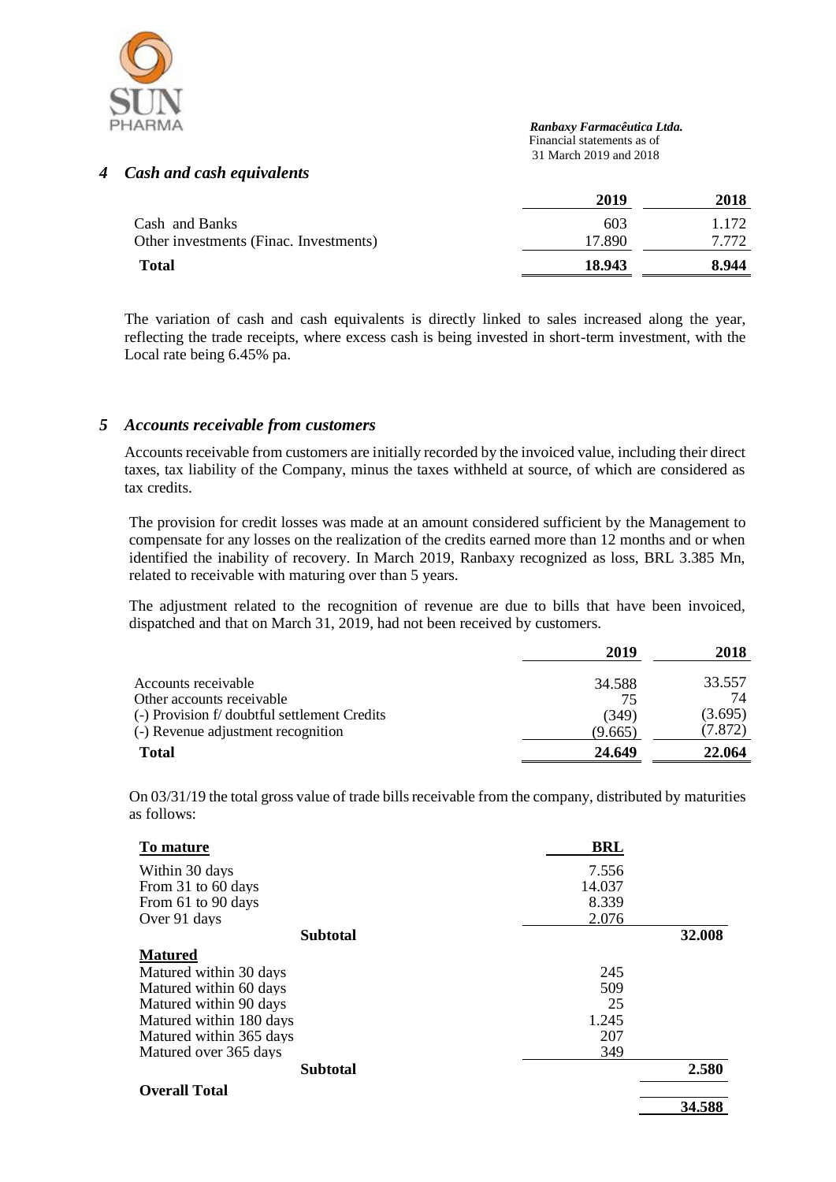## 4 *Cash and cash equivalents*

| | 2019 | 2018 |
|---|---|---|
| Cash and Banks | 603 | 1.172 |
| Other investments (Finac. Investments) | 17.890 | 7.772 |
| **Total** | **18.943** | **8.944** |

The variation of cash and cash equivalents is directly linked to sales increased along the year, reflecting the trade receipts, where excess cash is being invested in short-term investment, with the Local rate being 6.45% pa.

## 5 *Accounts receivable from customers*

Accounts receivable from customers are initially recorded by the invoiced value, including their direct taxes, tax liability of the Company, minus the taxes withheld at source, of which are considered as tax credits.

The provision for credit losses was made at an amount considered sufficient by the Management to compensate for any losses on the realization of the credits earned more than 12 months and or when identified the inability of recovery. In March 2019, Ranbaxy recognized as loss, BRL 3.385 Mn, related to receivable with maturing over than 5 years.

The adjustment related to the recognition of revenue are due to bills that have been invoiced, dispatched and that on March 31, 2019, had not been received by customers.

| | 2019 | 2018 |
|---|---|---|
| Accounts receivable | 34.588 | 33.557 |
| Other accounts receivable | 75 | 74 |
| (-) Provision f/ doubtful settlement Credits | (349) | (3.695) |
| (-) Revenue adjustment recognition | (9.665) | (7.872) |
| **Total** | **24.649** | **22.064** |

On 03/31/19 the total gross value of trade bills receivable from the company, distributed by maturities as follows:

| **To mature** | **BRL** | |
|---|---|---|
| Within 30 days | 7.556 | |
| From 31 to 60 days | 14.037 | |
| From 61 to 90 days | 8.339 | |
| Over 91 days | 2.076 | |
| **Subtotal** | | **32.008** |
| **Matured** | | |
| Matured within 30 days | 245 | |
| Matured within 60 days | 509 | |
| Matured within 90 days | 25 | |
| Matured within 180 days | 1.245 | |
| Matured within 365 days | 207 | |
| Matured over 365 days | 349 | |
| **Subtotal** | | **2.580** |
| **Overall Total** | | **34.588** |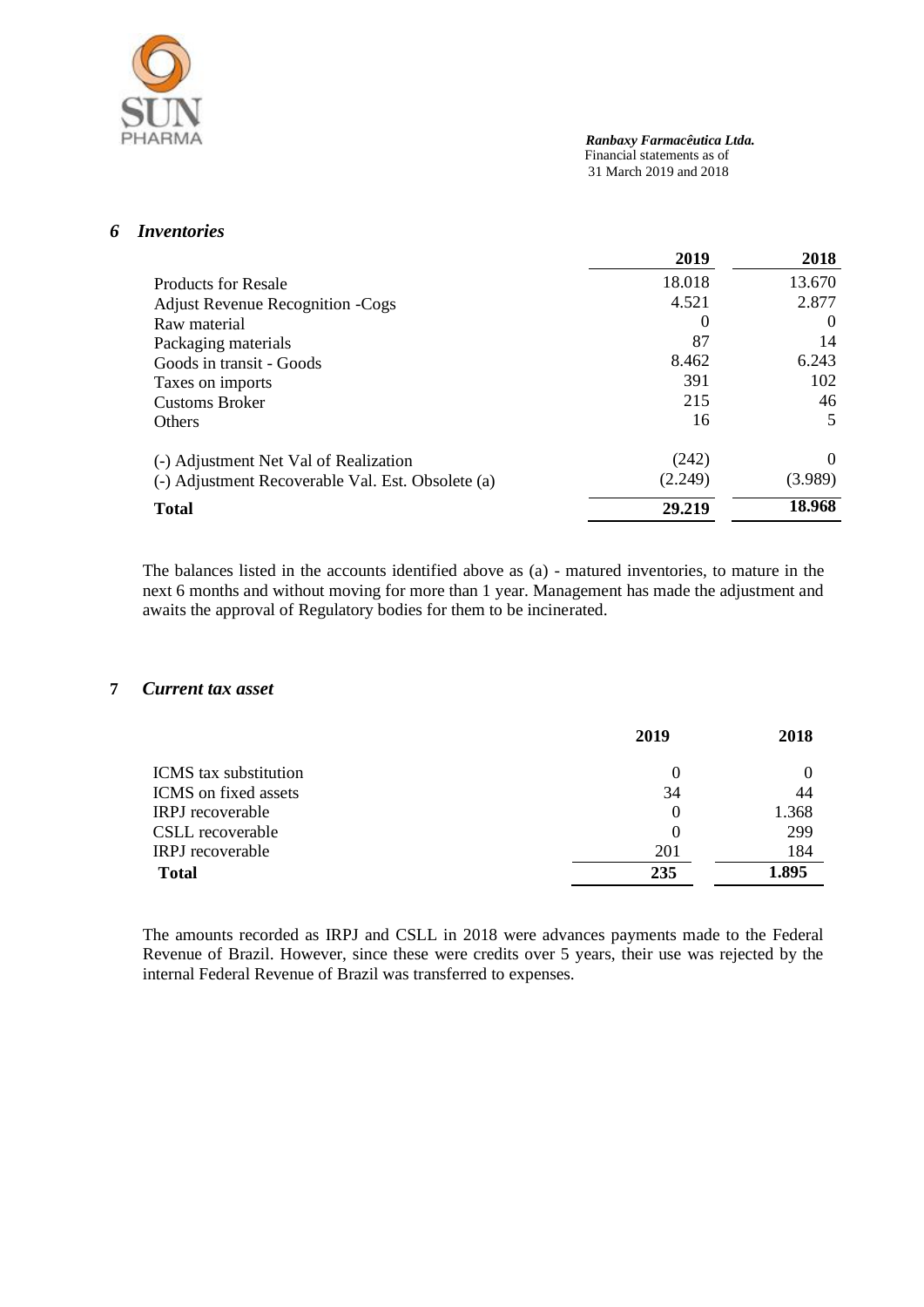## 6 *Inventories*

| | 2019 | 2018 |
|---|---|---|
| Products for Resale | 18.018 | 13.670 |
| Adjust Revenue Recognition -Cogs | 4.521 | 2.877 |
| Raw material | 0 | 0 |
| Packaging materials | 87 | 14 |
| Goods in transit - Goods | 8.462 | 6.243 |
| Taxes on imports | 391 | 102 |
| Customs Broker | 215 | 46 |
| Others | 16 | 5 |
| (-) Adjustment Net Val of Realization | (242) | 0 |
| (-) Adjustment Recoverable Val. Est. Obsolete (a) | (2.249) | (3.989) |
| **Total** | **29.219** | **18.968** |

The balances listed in the accounts identified above as (a) - matured inventories, to mature in the next 6 months and without moving for more than 1 year. Management has made the adjustment and awaits the approval of Regulatory bodies for them to be incinerated.

## 7 *Current tax asset*

| | 2019 | 2018 |
|---|---|---|
| ICMS tax substitution | 0 | 0 |
| ICMS on fixed assets | 34 | 44 |
| IRPJ recoverable | 0 | 1.368 |
| CSLL recoverable | 0 | 299 |
| IRPJ recoverable | 201 | 184 |
| **Total** | **235** | **1.895** |

The amounts recorded as IRPJ and CSLL in 2018 were advances payments made to the Federal Revenue of Brazil. However, since these were credits over 5 years, their use was rejected by the internal Federal Revenue of Brazil was transferred to expenses.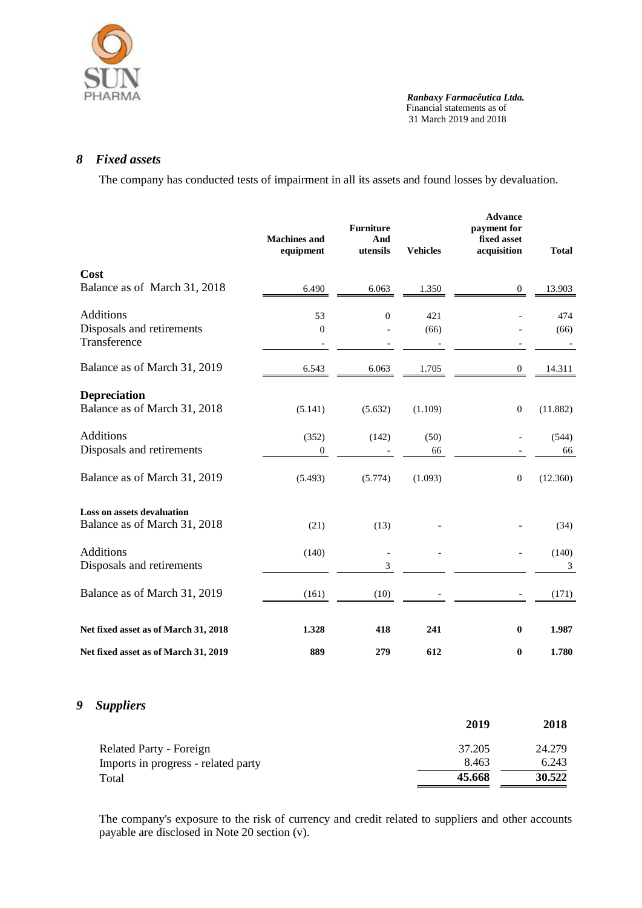## 8 *Fixed assets*

The company has conducted tests of impairment in all its assets and found losses by devaluation.

| | Machines and equipment | Furniture And utensils | Vehicles | Advance payment for fixed asset acquisition | Total |
|---|---|---|---|---|---|
| **Cost** | | | | | |
| Balance as of March 31, 2018 | 6.490 | 6.063 | 1.350 | 0 | 13.903 |
| Additions | 53 | 0 | 421 | - | 474 |
| Disposals and retirements | 0 | - | (66) | - | (66) |
| Transference | - | - | - | - | - |
| Balance as of March 31, 2019 | 6.543 | 6.063 | 1.705 | 0 | 14.311 |
| **Depreciation** | | | | | |
| Balance as of March 31, 2018 | (5.141) | (5.632) | (1.109) | 0 | (11.882) |
| Additions | (352) | (142) | (50) | - | (544) |
| Disposals and retirements | 0 | - | 66 | - | 66 |
| Balance as of March 31, 2019 | (5.493) | (5.774) | (1.093) | 0 | (12.360) |
| **Loss on assets devaluation** | | | | | |
| Balance as of March 31, 2018 | (21) | (13) | - | - | (34) |
| Additions | (140) | - | - | - | (140) |
| Disposals and retirements | | 3 | | | 3 |
| Balance as of March 31, 2019 | (161) | (10) | - | - | (171) |
| **Net fixed asset as of March 31, 2018** | **1.328** | **418** | **241** | **0** | **1.987** |
| **Net fixed asset as of March 31, 2019** | **889** | **279** | **612** | **0** | **1.780** |

## 9 *Suppliers*

| | 2019 | 2018 |
|---|---|---|
| Related Party - Foreign | 37.205 | 24.279 |
| Imports in progress - related party | 8.463 | 6.243 |
| Total | **45.668** | **30.522** |

The company's exposure to the risk of currency and credit related to suppliers and other accounts payable are disclosed in Note 20 section (v).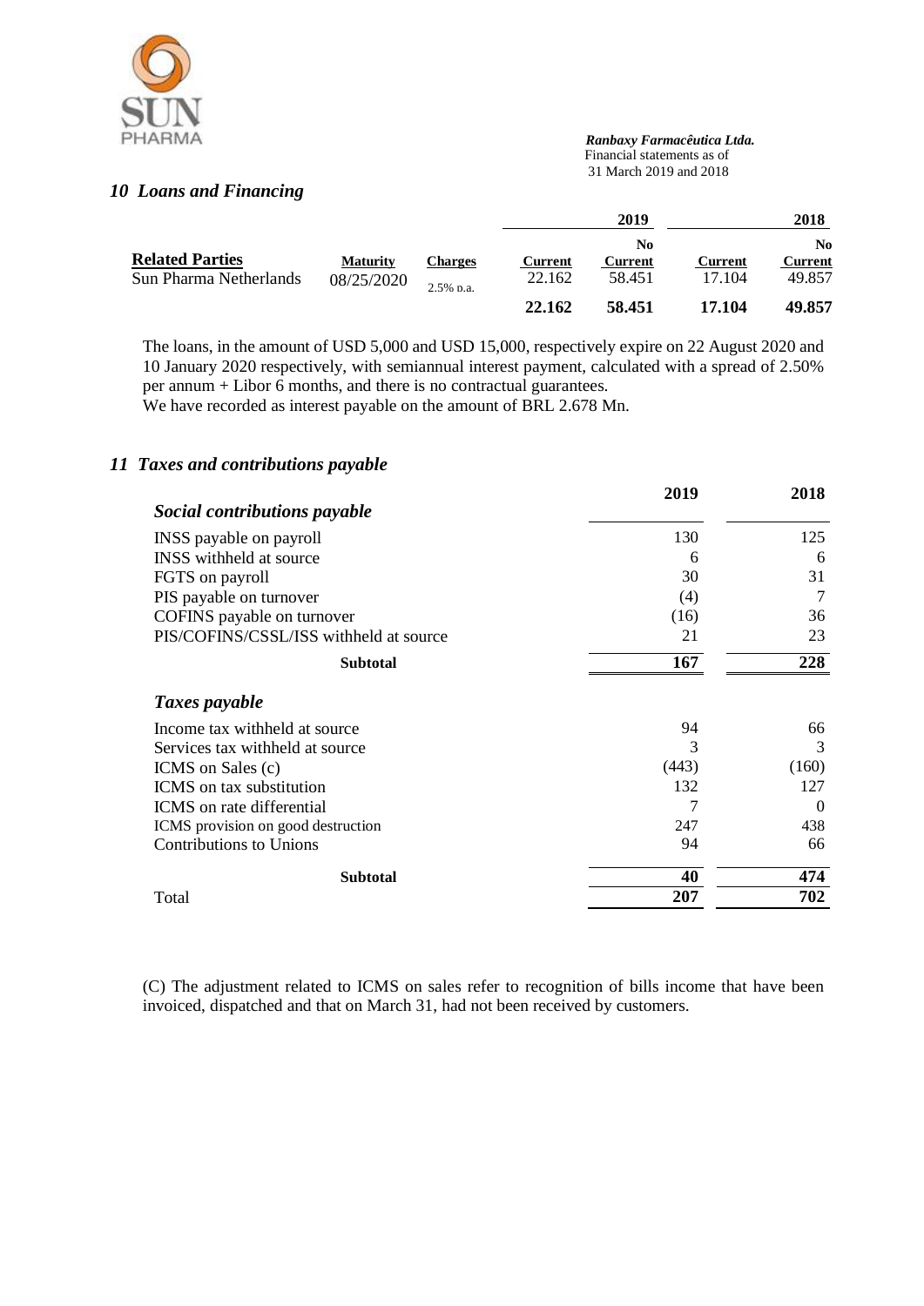## 10 Loans and Financing

| Related Parties | Maturity | Charges | 2019 Current | 2019 No Current | 2018 Current | 2018 No Current |
|---|---|---|---|---|---|---|
| Sun Pharma Netherlands | 08/25/2020 | 2.5% p.a. | 22.162 | 58.451 | 17.104 | 49.857 |
| | | | **22.162** | **58.451** | **17.104** | **49.857** |

The loans, in the amount of USD 5,000 and USD 15,000, respectively expire on 22 August 2020 and 10 January 2020 respectively, with semiannual interest payment, calculated with a spread of 2.50% per annum + Libor 6 months, and there is no contractual guarantees.
We have recorded as interest payable on the amount of BRL 2.678 Mn.

## 11 Taxes and contributions payable

| | 2019 | 2018 |
|---|---|---|
| ***Social contributions payable*** | | |
| INSS payable on payroll | 130 | 125 |
| INSS withheld at source | 6 | 6 |
| FGTS on payroll | 30 | 31 |
| PIS payable on turnover | (4) | 7 |
| COFINS payable on turnover | (16) | 36 |
| PIS/COFINS/CSSL/ISS withheld at source | 21 | 23 |
| **Subtotal** | **167** | **228** |
| ***Taxes payable*** | | |
| Income tax withheld at source | 94 | 66 |
| Services tax withheld at source | 3 | 3 |
| ICMS on Sales (c) | (443) | (160) |
| ICMS on tax substitution | 132 | 127 |
| ICMS on rate differential | 7 | 0 |
| ICMS provision on good destruction | 247 | 438 |
| Contributions to Unions | 94 | 66 |
| **Subtotal** | **40** | **474** |
| Total | **207** | **702** |

(C) The adjustment related to ICMS on sales refer to recognition of bills income that have been invoiced, dispatched and that on March 31, had not been received by customers.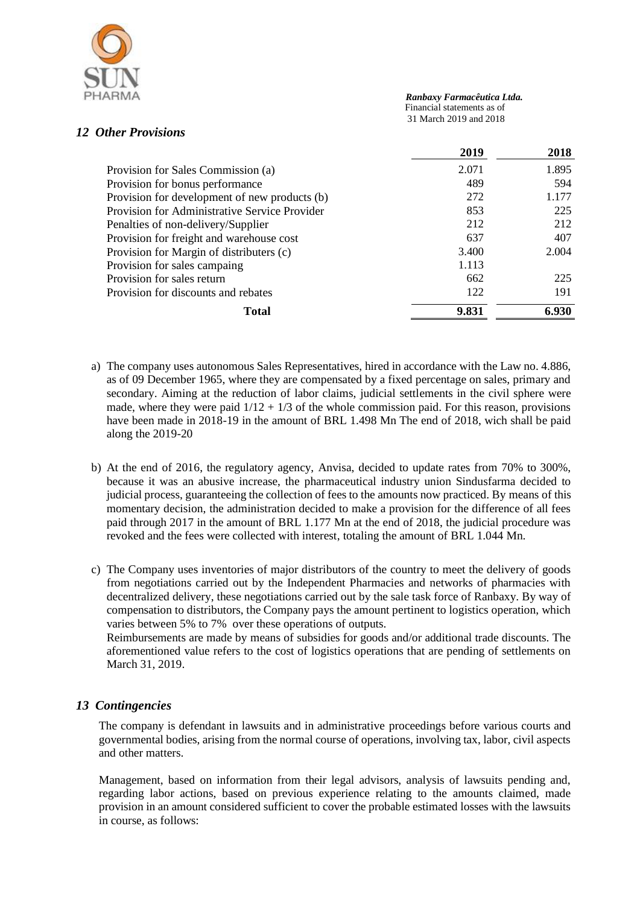## 12 Other Provisions

| | 2019 | 2018 |
|---|---|---|
| Provision for Sales Commission (a) | 2.071 | 1.895 |
| Provision for bonus performance | 489 | 594 |
| Provision for development of new products (b) | 272 | 1.177 |
| Provision for Administrative Service Provider | 853 | 225 |
| Penalties of non-delivery/Supplier | 212 | 212 |
| Provision for freight and warehouse cost | 637 | 407 |
| Provision for Margin of distributers (c) | 3.400 | 2.004 |
| Provision for sales campaing | 1.113 | |
| Provision for sales return | 662 | 225 |
| Provision for discounts and rebates | 122 | 191 |
| **Total** | **9.831** | **6.930** |

a) The company uses autonomous Sales Representatives, hired in accordance with the Law no. 4.886, as of 09 December 1965, where they are compensated by a fixed percentage on sales, primary and secondary. Aiming at the reduction of labor claims, judicial settlements in the civil sphere were made, where they were paid $1/12 + 1/3$ of the whole commission paid. For this reason, provisions have been made in 2018-19 in the amount of BRL 1.498 Mn The end of 2018, wich shall be paid along the 2019-20

b) At the end of 2016, the regulatory agency, Anvisa, decided to update rates from 70% to 300%, because it was an abusive increase, the pharmaceutical industry union Sindusfarma decided to judicial process, guaranteeing the collection of fees to the amounts now practiced. By means of this momentary decision, the administration decided to make a provision for the difference of all fees paid through 2017 in the amount of BRL 1.177 Mn at the end of 2018, the judicial procedure was revoked and the fees were collected with interest, totaling the amount of BRL 1.044 Mn.

c) The Company uses inventories of major distributors of the country to meet the delivery of goods from negotiations carried out by the Independent Pharmacies and networks of pharmacies with decentralized delivery, these negotiations carried out by the sale task force of Ranbaxy. By way of compensation to distributors, the Company pays the amount pertinent to logistics operation, which varies between 5% to 7% over these operations of outputs.
Reimbursements are made by means of subsidies for goods and/or additional trade discounts. The aforementioned value refers to the cost of logistics operations that are pending of settlements on March 31, 2019.

## 13 Contingencies

The company is defendant in lawsuits and in administrative proceedings before various courts and governmental bodies, arising from the normal course of operations, involving tax, labor, civil aspects and other matters.

Management, based on information from their legal advisors, analysis of lawsuits pending and, regarding labor actions, based on previous experience relating to the amounts claimed, made provision in an amount considered sufficient to cover the probable estimated losses with the lawsuits in course, as follows: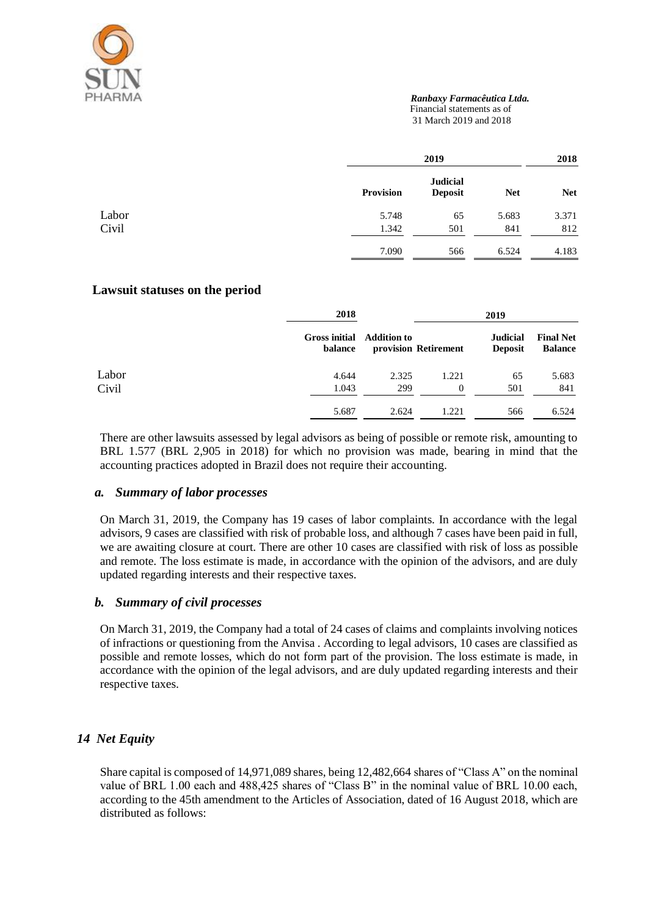| | 2019 | | | 2018 |
|---|---|---|---|---|
| | Provision | Judicial Deposit | Net | Net |
| Labor | 5.748 | 65 | 5.683 | 3.371 |
| Civil | 1.342 | 501 | 841 | 812 |
| | 7.090 | 566 | 6.524 | 4.183 |

## Lawsuit statuses on the period

| | 2018 | 2019 | | | |
|---|---|---|---|---|---|
| | Gross initial balance | Addition to provision | Retirement | Judicial Deposit | Final Net Balance |
| Labor | 4.644 | 2.325 | 1.221 | 65 | 5.683 |
| Civil | 1.043 | 299 | 0 | 501 | 841 |
| | 5.687 | 2.624 | 1.221 | 566 | 6.524 |

There are other lawsuits assessed by legal advisors as being of possible or remote risk, amounting to BRL 1.577 (BRL 2,905 in 2018) for which no provision was made, bearing in mind that the accounting practices adopted in Brazil does not require their accounting.

### *a. Summary of labor processes*

On March 31, 2019, the Company has 19 cases of labor complaints. In accordance with the legal advisors, 9 cases are classified with risk of probable loss, and although 7 cases have been paid in full, we are awaiting closure at court. There are other 10 cases are classified with risk of loss as possible and remote. The loss estimate is made, in accordance with the opinion of the advisors, and are duly updated regarding interests and their respective taxes.

### *b. Summary of civil processes*

On March 31, 2019, the Company had a total of 24 cases of claims and complaints involving notices of infractions or questioning from the Anvisa . According to legal advisors, 10 cases are classified as possible and remote losses, which do not form part of the provision. The loss estimate is made, in accordance with the opinion of the legal advisors, and are duly updated regarding interests and their respective taxes.

## *14 Net Equity*

Share capital is composed of 14,971,089 shares, being 12,482,664 shares of "Class A" on the nominal value of BRL 1.00 each and 488,425 shares of "Class B" in the nominal value of BRL 10.00 each, according to the 45th amendment to the Articles of Association, dated of 16 August 2018, which are distributed as follows: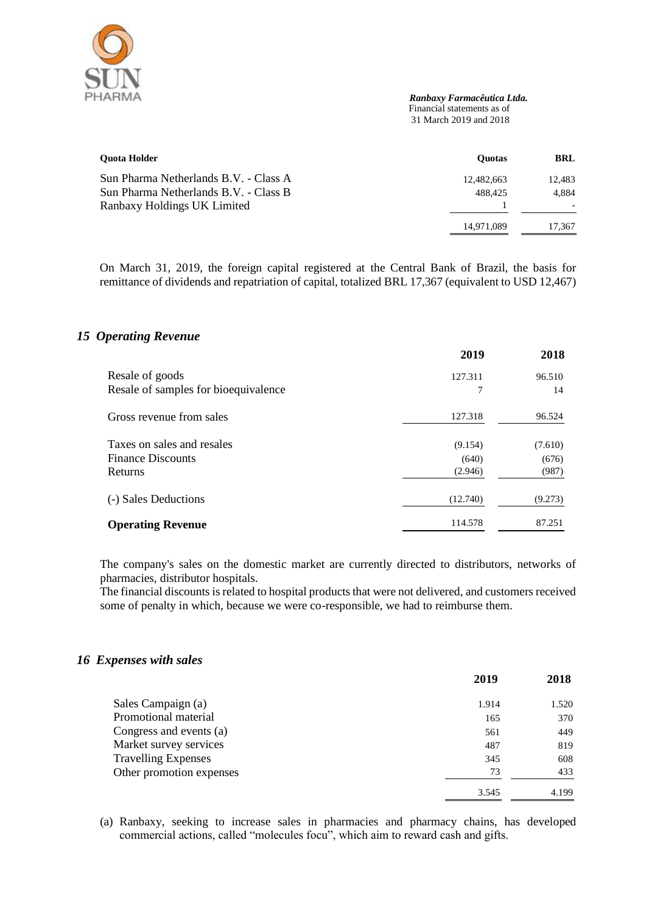| Quota Holder | Quotas | BRL |
|---|---|---|
| Sun Pharma Netherlands B.V. - Class A | 12,482,663 | 12,483 |
| Sun Pharma Netherlands B.V. - Class B | 488,425 | 4,884 |
| Ranbaxy Holdings UK Limited | 1 | - |
| | 14,971,089 | 17,367 |

On March 31, 2019, the foreign capital registered at the Central Bank of Brazil, the basis for remittance of dividends and repatriation of capital, totalized BRL 17,367 (equivalent to USD 12,467)

## *15 Operating Revenue*

| | 2019 | 2018 |
|---|---|---|
| Resale of goods | 127.311 | 96.510 |
| Resale of samples for bioequivalence | 7 | 14 |
| Gross revenue from sales | 127.318 | 96.524 |
| Taxes on sales and resales | (9.154) | (7.610) |
| Finance Discounts | (640) | (676) |
| Returns | (2.946) | (987) |
| (-) Sales Deductions | (12.740) | (9.273) |
| **Operating Revenue** | 114.578 | 87.251 |

The company's sales on the domestic market are currently directed to distributors, networks of pharmacies, distributor hospitals.
The financial discounts is related to hospital products that were not delivered, and customers received some of penalty in which, because we were co-responsible, we had to reimburse them.

## *16 Expenses with sales*

| | 2019 | 2018 |
|---|---|---|
| Sales Campaign (a) | 1.914 | 1.520 |
| Promotional material | 165 | 370 |
| Congress and events (a) | 561 | 449 |
| Market survey services | 487 | 819 |
| Travelling Expenses | 345 | 608 |
| Other promotion expenses | 73 | 433 |
| | 3.545 | 4.199 |

(a) Ranbaxy, seeking to increase sales in pharmacies and pharmacy chains, has developed commercial actions, called "molecules focu", which aim to reward cash and gifts.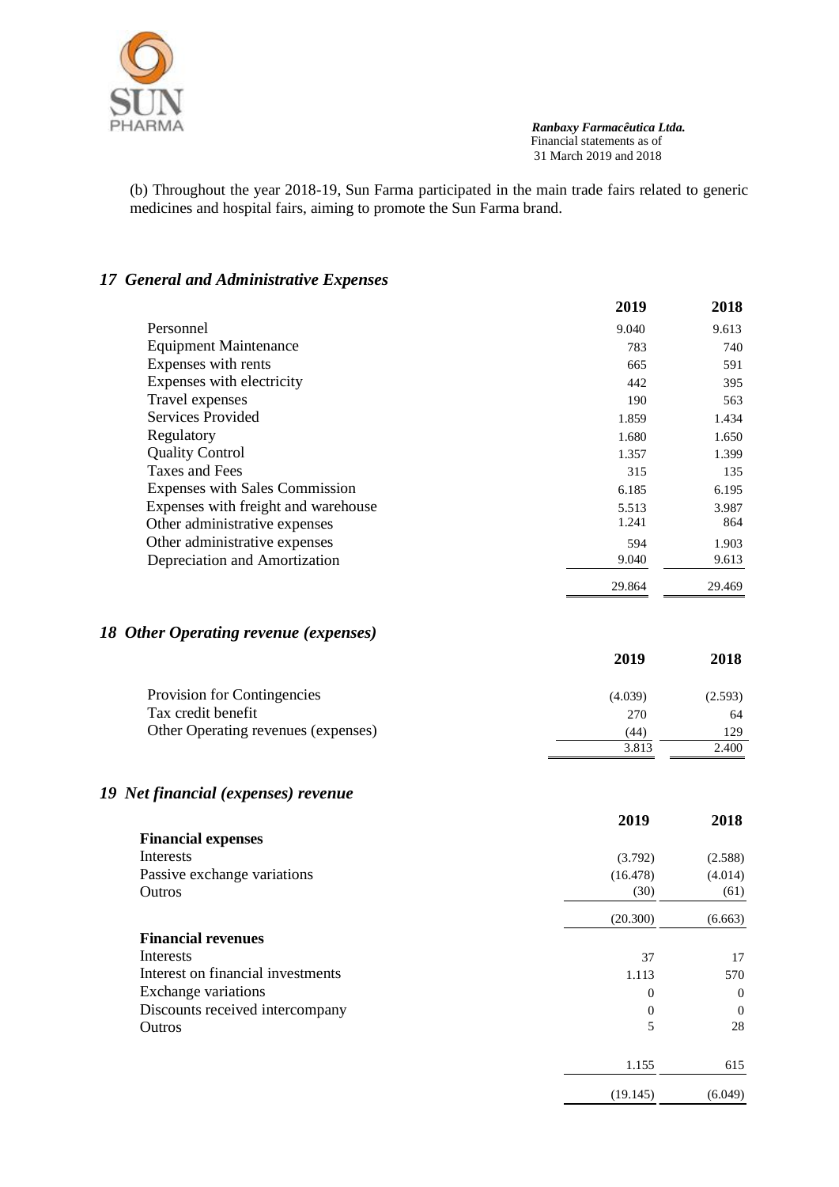(b) Throughout the year 2018-19, Sun Farma participated in the main trade fairs related to generic medicines and hospital fairs, aiming to promote the Sun Farma brand.

### *17 General and Administrative Expenses*

| | 2019 | 2018 |
|---|---|---|
| Personnel | 9.040 | 9.613 |
| Equipment Maintenance | 783 | 740 |
| Expenses with rents | 665 | 591 |
| Expenses with electricity | 442 | 395 |
| Travel expenses | 190 | 563 |
| Services Provided | 1.859 | 1.434 |
| Regulatory | 1.680 | 1.650 |
| Quality Control | 1.357 | 1.399 |
| Taxes and Fees | 315 | 135 |
| Expenses with Sales Commission | 6.185 | 6.195 |
| Expenses with freight and warehouse | 5.513 | 3.987 |
| Other administrative expenses | 1.241 | 864 |
| Other administrative expenses | 594 | 1.903 |
| Depreciation and Amortization | 9.040 | 9.613 |
| | 29.864 | 29.469 |

### *18 Other Operating revenue (expenses)*

| | 2019 | 2018 |
|---|---|---|
| Provision for Contingencies | (4.039) | (2.593) |
| Tax credit benefit | 270 | 64 |
| Other Operating revenues (expenses) | (44) | 129 |
| | 3.813 | 2.400 |

### *19 Net financial (expenses) revenue*

| | 2019 | 2018 |
|---|---|---|
| **Financial expenses** | | |
| Interests | (3.792) | (2.588) |
| Passive exchange variations | (16.478) | (4.014) |
| Outros | (30) | (61) |
| | (20.300) | (6.663) |
| **Financial revenues** | | |
| Interests | 37 | 17 |
| Interest on financial investments | 1.113 | 570 |
| Exchange variations | 0 | 0 |
| Discounts received intercompany | 0 | 0 |
| Outros | 5 | 28 |
| | 1.155 | 615 |
| | (19.145) | (6.049) |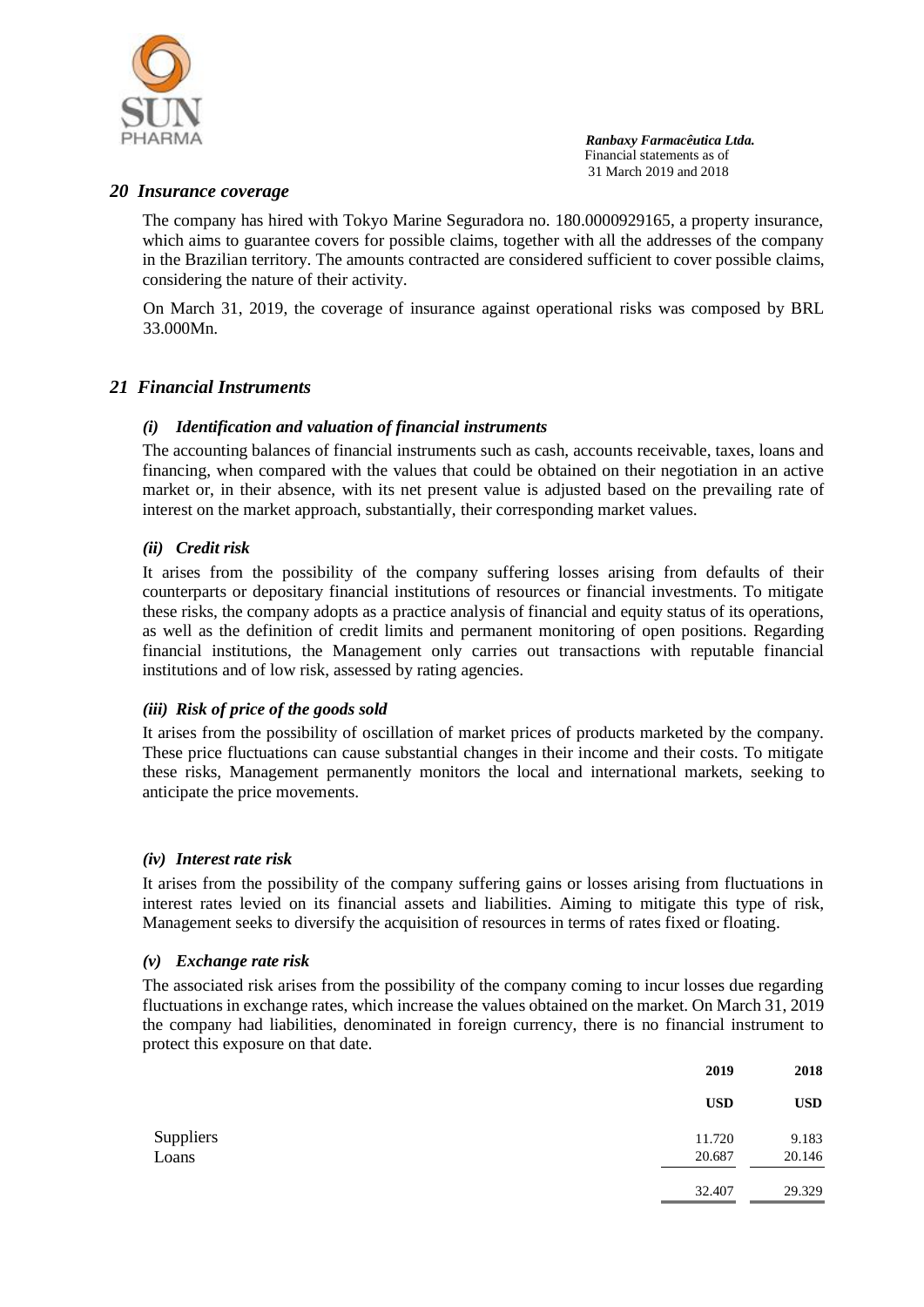## 20 Insurance coverage

The company has hired with Tokyo Marine Seguradora no. 180.0000929165, a property insurance, which aims to guarantee covers for possible claims, together with all the addresses of the company in the Brazilian territory. The amounts contracted are considered sufficient to cover possible claims, considering the nature of their activity.

On March 31, 2019, the coverage of insurance against operational risks was composed by BRL 33.000Mn.

## 21 Financial Instruments

### *(i) Identification and valuation of financial instruments*

The accounting balances of financial instruments such as cash, accounts receivable, taxes, loans and financing, when compared with the values that could be obtained on their negotiation in an active market or, in their absence, with its net present value is adjusted based on the prevailing rate of interest on the market approach, substantially, their corresponding market values.

### *(ii) Credit risk*

It arises from the possibility of the company suffering losses arising from defaults of their counterparts or depositary financial institutions of resources or financial investments. To mitigate these risks, the company adopts as a practice analysis of financial and equity status of its operations, as well as the definition of credit limits and permanent monitoring of open positions. Regarding financial institutions, the Management only carries out transactions with reputable financial institutions and of low risk, assessed by rating agencies.

### *(iii) Risk of price of the goods sold*

It arises from the possibility of oscillation of market prices of products marketed by the company. These price fluctuations can cause substantial changes in their income and their costs. To mitigate these risks, Management permanently monitors the local and international markets, seeking to anticipate the price movements.

### *(iv) Interest rate risk*

It arises from the possibility of the company suffering gains or losses arising from fluctuations in interest rates levied on its financial assets and liabilities. Aiming to mitigate this type of risk, Management seeks to diversify the acquisition of resources in terms of rates fixed or floating.

### *(v) Exchange rate risk*

The associated risk arises from the possibility of the company coming to incur losses due regarding fluctuations in exchange rates, which increase the values obtained on the market. On March 31, 2019 the company had liabilities, denominated in foreign currency, there is no financial instrument to protect this exposure on that date.

| | 2019 | 2018 |
|---|---|---|
| | **USD** | **USD** |
| Suppliers | 11.720 | 9.183 |
| Loans | 20.687 | 20.146 |
| | 32.407 | 29.329 |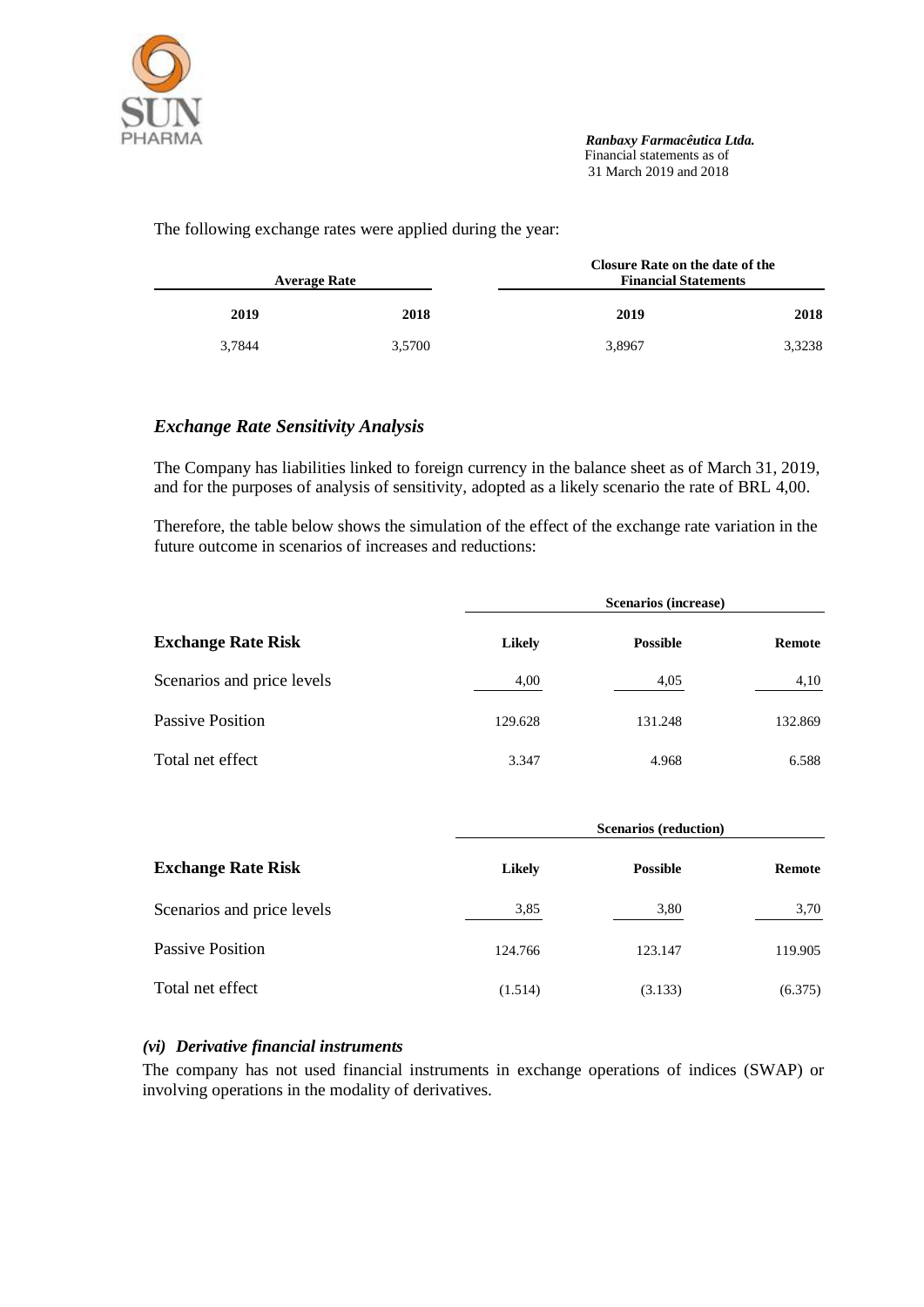The following exchange rates were applied during the year:

| Average Rate | | Closure Rate on the date of the Financial Statements | |
|---|---|---|---|
| 2019 | 2018 | 2019 | 2018 |
| 3,7844 | 3,5700 | 3,8967 | 3,3238 |

### *Exchange Rate Sensitivity Analysis*

The Company has liabilities linked to foreign currency in the balance sheet as of March 31, 2019, and for the purposes of analysis of sensitivity, adopted as a likely scenario the rate of BRL 4,00.

Therefore, the table below shows the simulation of the effect of the exchange rate variation in the future outcome in scenarios of increases and reductions:

| | Scenarios (increase) | | |
|---|---|---|---|
| **Exchange Rate Risk** | **Likely** | **Possible** | **Remote** |
| Scenarios and price levels | 4,00 | 4,05 | 4,10 |
| Passive Position | 129.628 | 131.248 | 132.869 |
| Total net effect | 3.347 | 4.968 | 6.588 |

| | Scenarios (reduction) | | |
|---|---|---|---|
| **Exchange Rate Risk** | **Likely** | **Possible** | **Remote** |
| Scenarios and price levels | 3,85 | 3,80 | 3,70 |
| Passive Position | 124.766 | 123.147 | 119.905 |
| Total net effect | (1.514) | (3.133) | (6.375) |

#### *(vi) Derivative financial instruments*

The company has not used financial instruments in exchange operations of indices (SWAP) or involving operations in the modality of derivatives.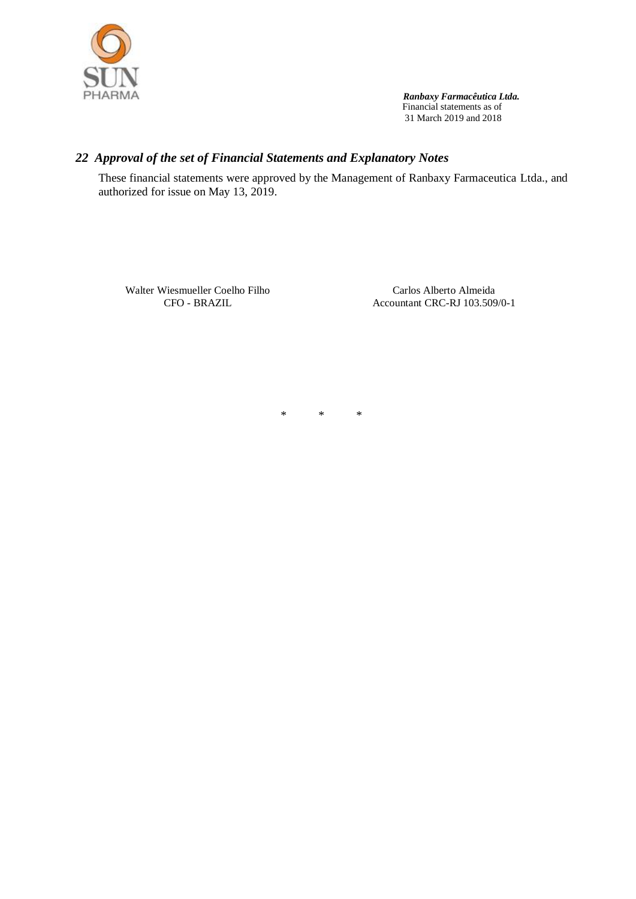## 22 Approval of the set of Financial Statements and Explanatory Notes

These financial statements were approved by the Management of Ranbaxy Farmaceutica Ltda., and authorized for issue on May 13, 2019.

| | |
|---|---|
| Walter Wiesmueller Coelho Filho<br>CFO - BRAZIL | Carlos Alberto Almeida<br>Accountant CRC-RJ 103.509/0-1 |

\* \* \*